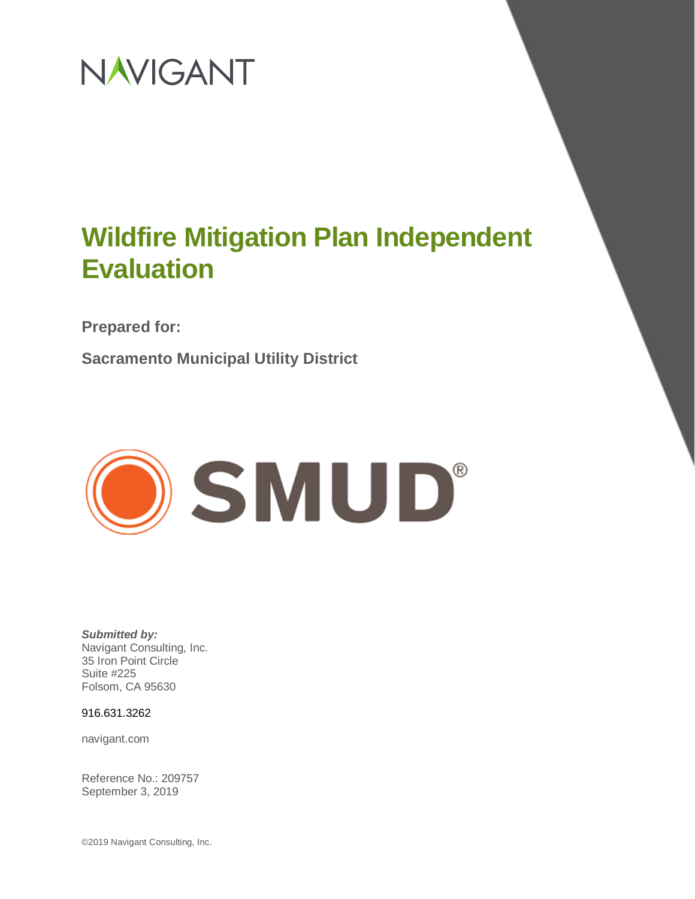NAVIGANT

# Wildfire Mitigation Plan Independent Evaluation

**Prepared for:**

**Sacramento Municipal Utility District**

SMUD®

***Submitted by:***
Navigant Consulting, Inc.
35 Iron Point Circle
Suite #225
Folsom, CA 95630

916.631.3262

navigant.com

Reference No.: 209757
September 3, 2019

©2019 Navigant Consulting, Inc.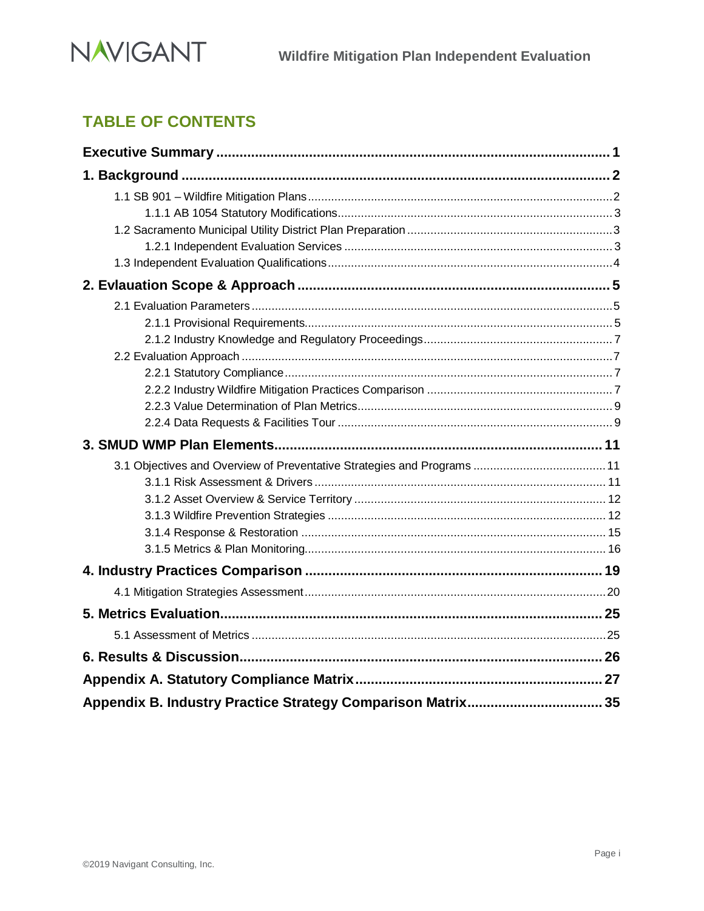## TABLE OF CONTENTS

**Executive Summary** .......... 1

**1. Background** .......... 2

- 1.1 SB 901 – Wildfire Mitigation Plans .......... 2
  - 1.1.1 AB 1054 Statutory Modifications .......... 3
- 1.2 Sacramento Municipal Utility District Plan Preparation .......... 3
  - 1.2.1 Independent Evaluation Services .......... 3
- 1.3 Independent Evaluation Qualifications .......... 4

**2. Evlauation Scope & Approach** .......... 5

- 2.1 Evaluation Parameters .......... 5
  - 2.1.1 Provisional Requirements .......... 5
  - 2.1.2 Industry Knowledge and Regulatory Proceedings .......... 7
- 2.2 Evaluation Approach .......... 7
  - 2.2.1 Statutory Compliance .......... 7
  - 2.2.2 Industry Wildfire Mitigation Practices Comparison .......... 7
  - 2.2.3 Value Determination of Plan Metrics .......... 9
  - 2.2.4 Data Requests & Facilities Tour .......... 9

**3. SMUD WMP Plan Elements** .......... 11

- 3.1 Objectives and Overview of Preventative Strategies and Programs .......... 11
  - 3.1.1 Risk Assessment & Drivers .......... 11
  - 3.1.2 Asset Overview & Service Territory .......... 12
  - 3.1.3 Wildfire Prevention Strategies .......... 12
  - 3.1.4 Response & Restoration .......... 15
  - 3.1.5 Metrics & Plan Monitoring .......... 16

**4. Industry Practices Comparison** .......... 19

- 4.1 Mitigation Strategies Assessment .......... 20

**5. Metrics Evaluation** .......... 25

- 5.1 Assessment of Metrics .......... 25

**6. Results & Discussion** .......... 26

**Appendix A. Statutory Compliance Matrix** .......... 27

**Appendix B. Industry Practice Strategy Comparison Matrix** .......... 35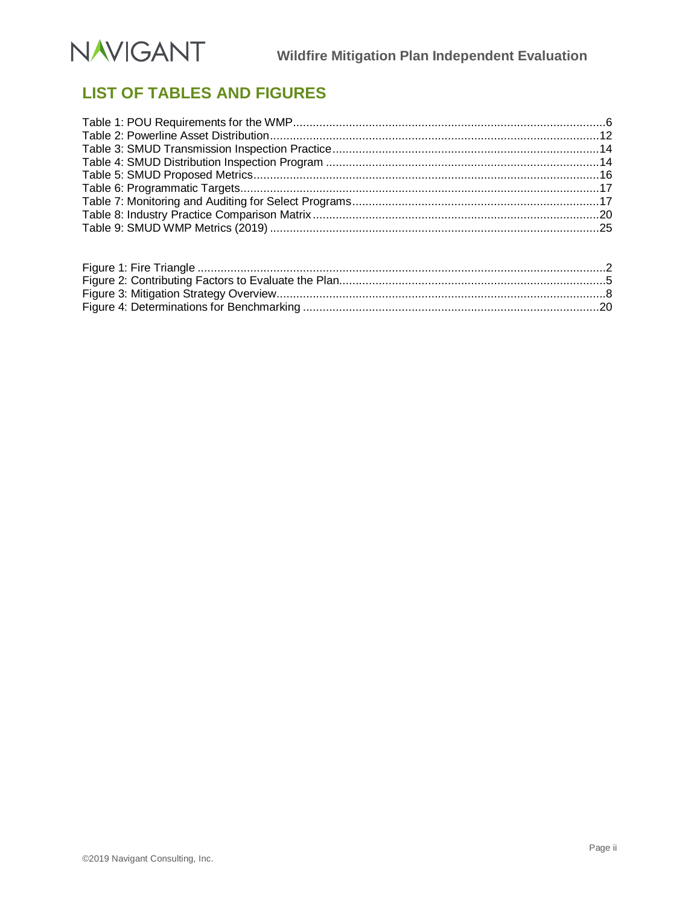## LIST OF TABLES AND FIGURES

Table 1: POU Requirements for the WMP....................................................................................6
Table 2: Powerline Asset Distribution.......................................................................................12
Table 3: SMUD Transmission Inspection Practice.....................................................................14
Table 4: SMUD Distribution Inspection Program .......................................................................14
Table 5: SMUD Proposed Metrics.............................................................................................16
Table 6: Programmatic Targets.................................................................................................17
Table 7: Monitoring and Auditing for Select Programs...............................................................17
Table 8: Industry Practice Comparison Matrix...........................................................................20
Table 9: SMUD WMP Metrics (2019) ........................................................................................25

Figure 1: Fire Triangle ...............................................................................................................2
Figure 2: Contributing Factors to Evaluate the Plan....................................................................5
Figure 3: Mitigation Strategy Overview.......................................................................................8
Figure 4: Determinations for Benchmarking .............................................................................20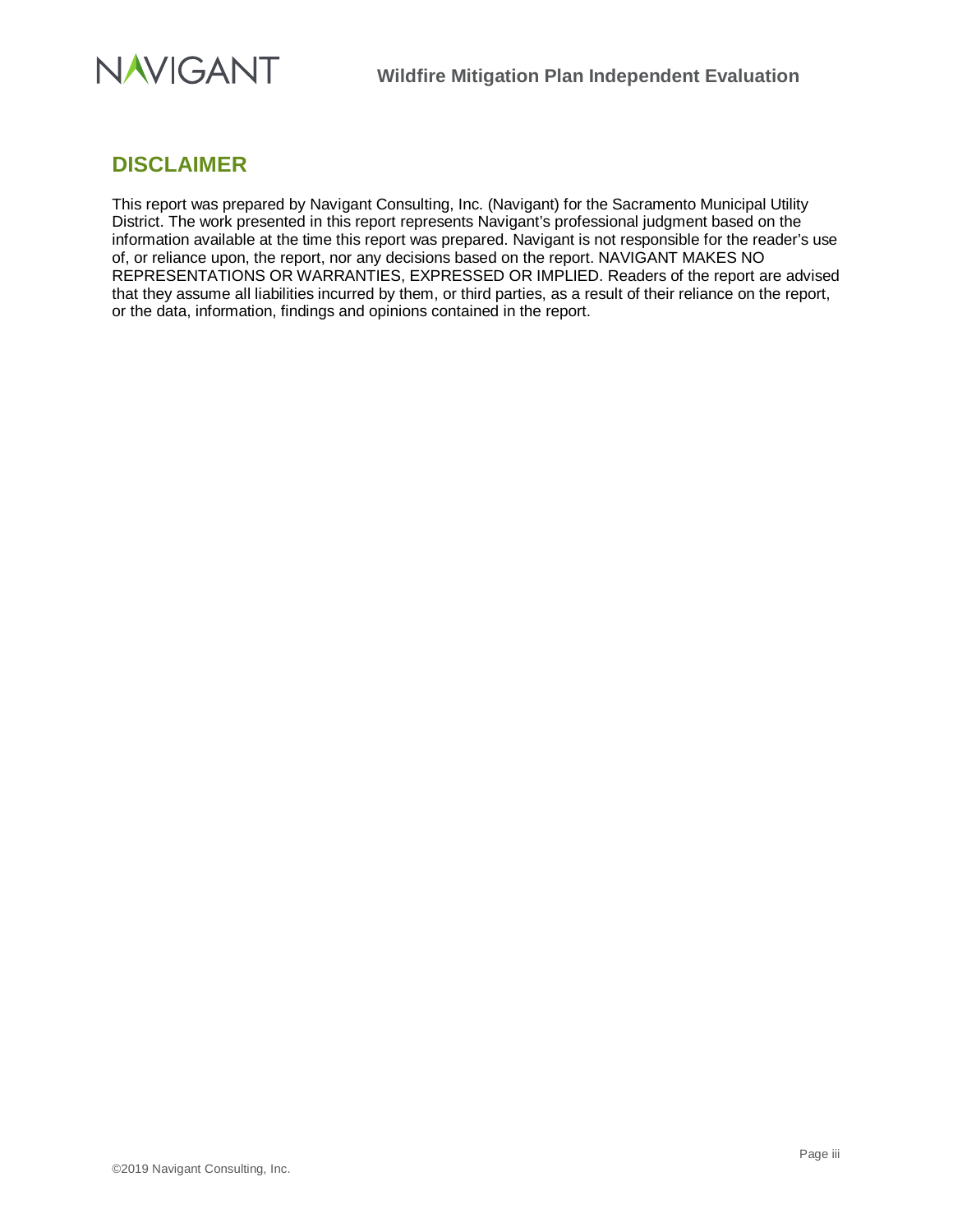## DISCLAIMER

This report was prepared by Navigant Consulting, Inc. (Navigant) for the Sacramento Municipal Utility District. The work presented in this report represents Navigant's professional judgment based on the information available at the time this report was prepared. Navigant is not responsible for the reader's use of, or reliance upon, the report, nor any decisions based on the report. NAVIGANT MAKES NO REPRESENTATIONS OR WARRANTIES, EXPRESSED OR IMPLIED. Readers of the report are advised that they assume all liabilities incurred by them, or third parties, as a result of their reliance on the report, or the data, information, findings and opinions contained in the report.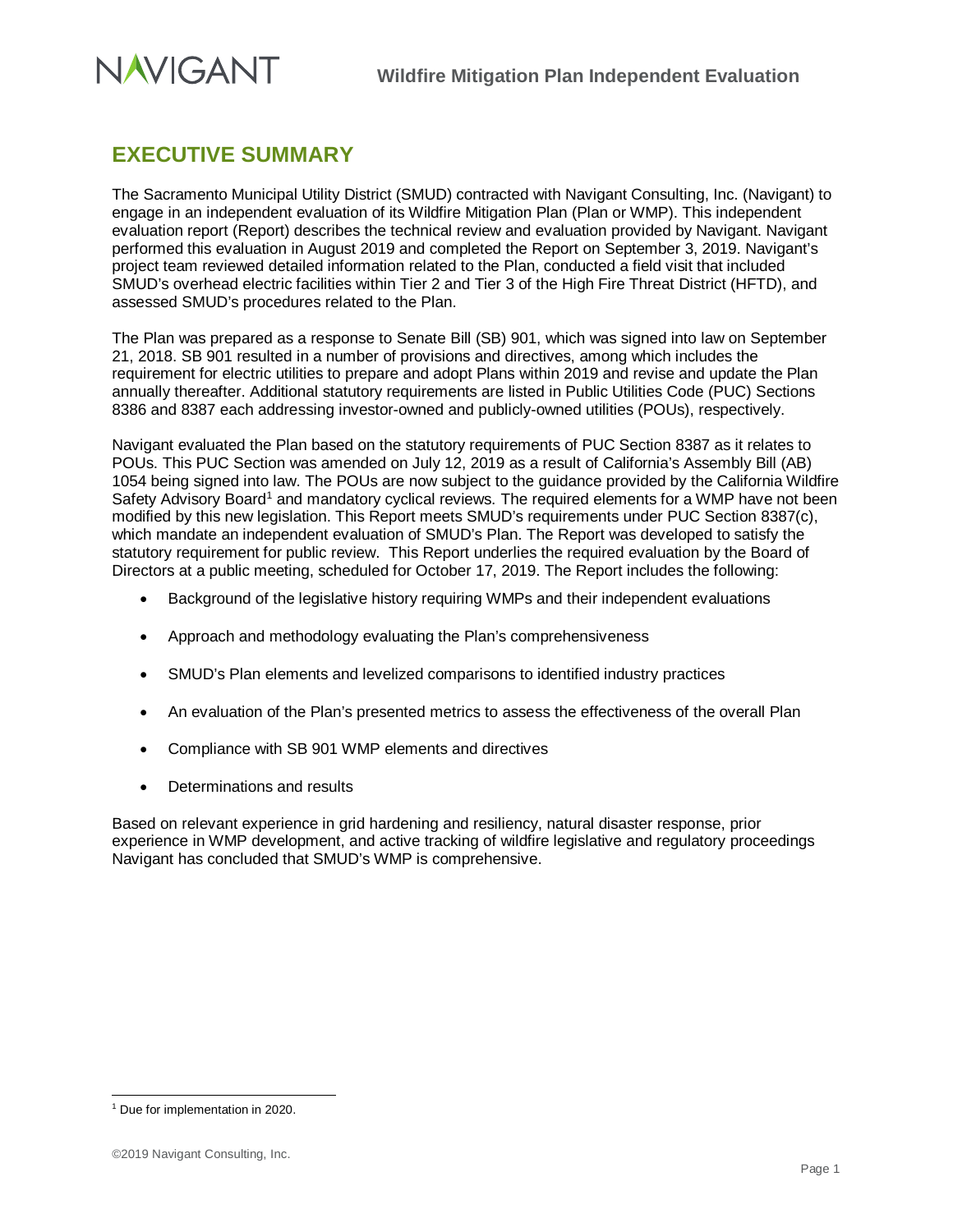# EXECUTIVE SUMMARY

The Sacramento Municipal Utility District (SMUD) contracted with Navigant Consulting, Inc. (Navigant) to engage in an independent evaluation of its Wildfire Mitigation Plan (Plan or WMP). This independent evaluation report (Report) describes the technical review and evaluation provided by Navigant. Navigant performed this evaluation in August 2019 and completed the Report on September 3, 2019. Navigant's project team reviewed detailed information related to the Plan, conducted a field visit that included SMUD's overhead electric facilities within Tier 2 and Tier 3 of the High Fire Threat District (HFTD), and assessed SMUD's procedures related to the Plan.

The Plan was prepared as a response to Senate Bill (SB) 901, which was signed into law on September 21, 2018. SB 901 resulted in a number of provisions and directives, among which includes the requirement for electric utilities to prepare and adopt Plans within 2019 and revise and update the Plan annually thereafter. Additional statutory requirements are listed in Public Utilities Code (PUC) Sections 8386 and 8387 each addressing investor-owned and publicly-owned utilities (POUs), respectively.

Navigant evaluated the Plan based on the statutory requirements of PUC Section 8387 as it relates to POUs. This PUC Section was amended on July 12, 2019 as a result of California's Assembly Bill (AB) 1054 being signed into law. The POUs are now subject to the guidance provided by the California Wildfire Safety Advisory Board[1] and mandatory cyclical reviews. The required elements for a WMP have not been modified by this new legislation. This Report meets SMUD's requirements under PUC Section 8387(c), which mandate an independent evaluation of SMUD's Plan. The Report was developed to satisfy the statutory requirement for public review. This Report underlies the required evaluation by the Board of Directors at a public meeting, scheduled for October 17, 2019. The Report includes the following:

- Background of the legislative history requiring WMPs and their independent evaluations
- Approach and methodology evaluating the Plan's comprehensiveness
- SMUD's Plan elements and levelized comparisons to identified industry practices
- An evaluation of the Plan's presented metrics to assess the effectiveness of the overall Plan
- Compliance with SB 901 WMP elements and directives
- Determinations and results

Based on relevant experience in grid hardening and resiliency, natural disaster response, prior experience in WMP development, and active tracking of wildfire legislative and regulatory proceedings Navigant has concluded that SMUD's WMP is comprehensive.

[1] Due for implementation in 2020.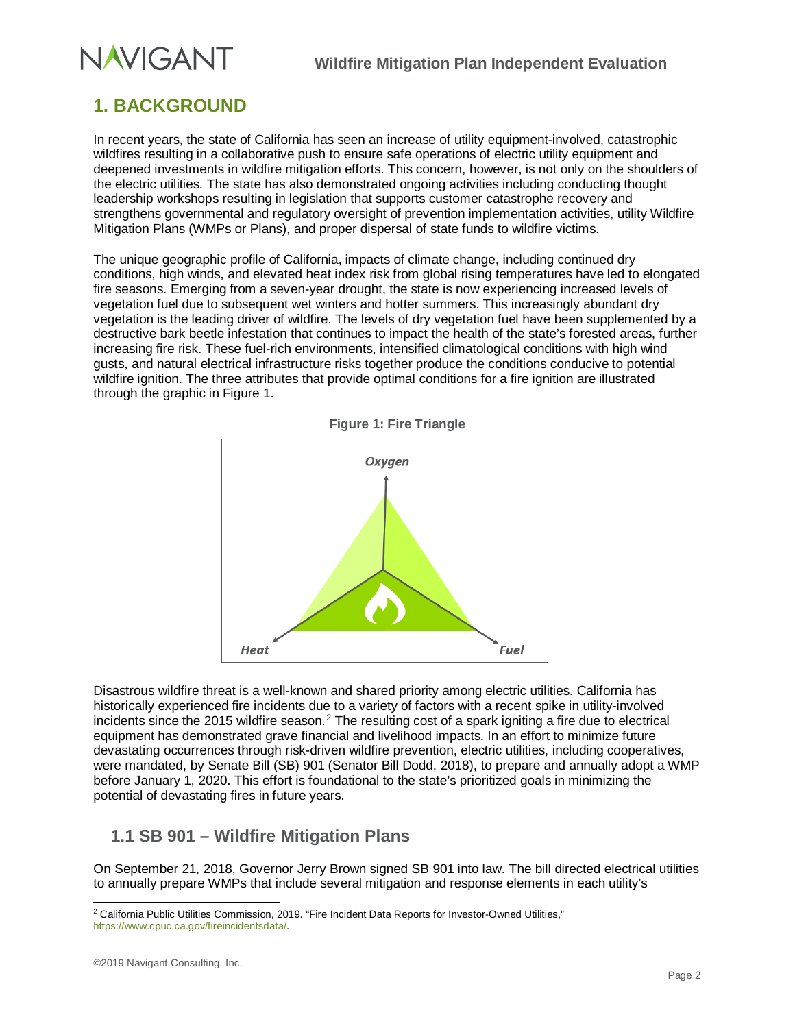# 1. BACKGROUND

In recent years, the state of California has seen an increase of utility equipment-involved, catastrophic wildfires resulting in a collaborative push to ensure safe operations of electric utility equipment and deepened investments in wildfire mitigation efforts. This concern, however, is not only on the shoulders of the electric utilities. The state has also demonstrated ongoing activities including conducting thought leadership workshops resulting in legislation that supports customer catastrophe recovery and strengthens governmental and regulatory oversight of prevention implementation activities, utility Wildfire Mitigation Plans (WMPs or Plans), and proper dispersal of state funds to wildfire victims.

The unique geographic profile of California, impacts of climate change, including continued dry conditions, high winds, and elevated heat index risk from global rising temperatures have led to elongated fire seasons. Emerging from a seven-year drought, the state is now experiencing increased levels of vegetation fuel due to subsequent wet winters and hotter summers. This increasingly abundant dry vegetation is the leading driver of wildfire. The levels of dry vegetation fuel have been supplemented by a destructive bark beetle infestation that continues to impact the health of the state's forested areas, further increasing fire risk. These fuel-rich environments, intensified climatological conditions with high wind gusts, and natural electrical infrastructure risks together produce the conditions conducive to potential wildfire ignition. The three attributes that provide optimal conditions for a fire ignition are illustrated through the graphic in Figure 1.

**Figure 1: Fire Triangle**

Oxygen

Heat

Fuel

Disastrous wildfire threat is a well-known and shared priority among electric utilities. California has historically experienced fire incidents due to a variety of factors with a recent spike in utility-involved incidents since the 2015 wildfire season.[2] The resulting cost of a spark igniting a fire due to electrical equipment has demonstrated grave financial and livelihood impacts. In an effort to minimize future devastating occurrences through risk-driven wildfire prevention, electric utilities, including cooperatives, were mandated, by Senate Bill (SB) 901 (Senator Bill Dodd, 2018), to prepare and annually adopt a WMP before January 1, 2020. This effort is foundational to the state's prioritized goals in minimizing the potential of devastating fires in future years.

## 1.1 SB 901 – Wildfire Mitigation Plans

On September 21, 2018, Governor Jerry Brown signed SB 901 into law. The bill directed electrical utilities to annually prepare WMPs that include several mitigation and response elements in each utility's

---

[2] California Public Utilities Commission, 2019. "Fire Incident Data Reports for Investor-Owned Utilities," https://www.cpuc.ca.gov/fireincidentsdata/.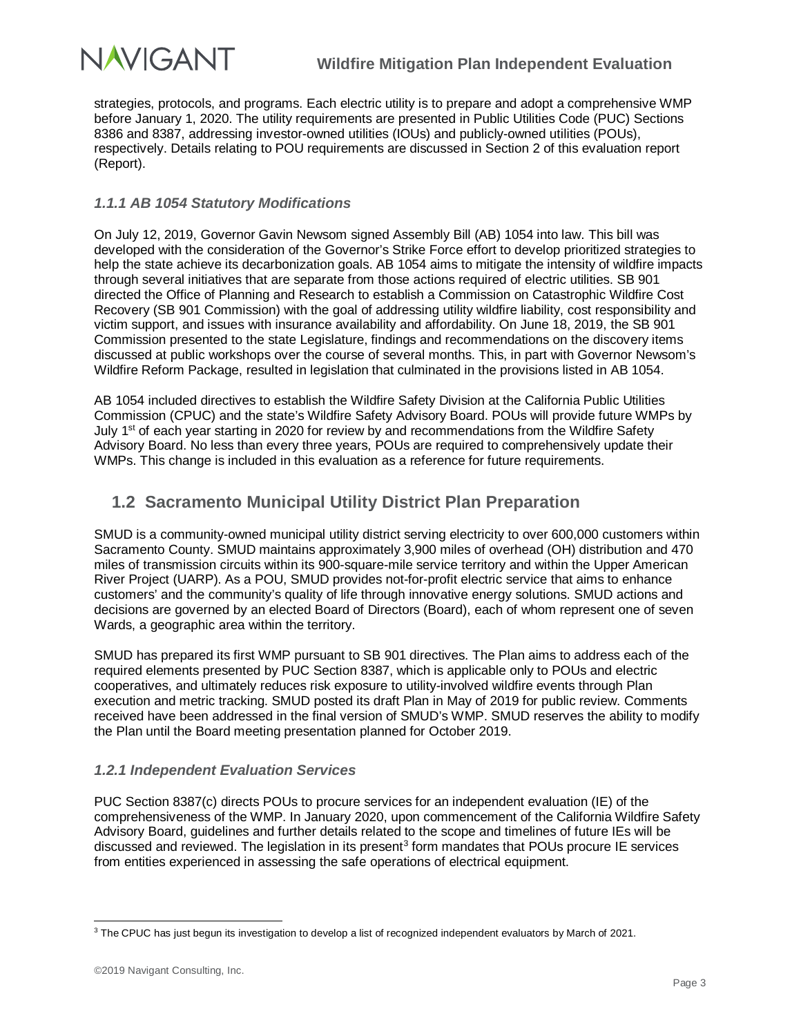strategies, protocols, and programs. Each electric utility is to prepare and adopt a comprehensive WMP before January 1, 2020. The utility requirements are presented in Public Utilities Code (PUC) Sections 8386 and 8387, addressing investor-owned utilities (IOUs) and publicly-owned utilities (POUs), respectively. Details relating to POU requirements are discussed in Section 2 of this evaluation report (Report).

### *1.1.1 AB 1054 Statutory Modifications*

On July 12, 2019, Governor Gavin Newsom signed Assembly Bill (AB) 1054 into law. This bill was developed with the consideration of the Governor's Strike Force effort to develop prioritized strategies to help the state achieve its decarbonization goals. AB 1054 aims to mitigate the intensity of wildfire impacts through several initiatives that are separate from those actions required of electric utilities. SB 901 directed the Office of Planning and Research to establish a Commission on Catastrophic Wildfire Cost Recovery (SB 901 Commission) with the goal of addressing utility wildfire liability, cost responsibility and victim support, and issues with insurance availability and affordability. On June 18, 2019, the SB 901 Commission presented to the state Legislature, findings and recommendations on the discovery items discussed at public workshops over the course of several months. This, in part with Governor Newsom's Wildfire Reform Package, resulted in legislation that culminated in the provisions listed in AB 1054.

AB 1054 included directives to establish the Wildfire Safety Division at the California Public Utilities Commission (CPUC) and the state's Wildfire Safety Advisory Board. POUs will provide future WMPs by July 1st of each year starting in 2020 for review by and recommendations from the Wildfire Safety Advisory Board. No less than every three years, POUs are required to comprehensively update their WMPs. This change is included in this evaluation as a reference for future requirements.

## 1.2 Sacramento Municipal Utility District Plan Preparation

SMUD is a community-owned municipal utility district serving electricity to over 600,000 customers within Sacramento County. SMUD maintains approximately 3,900 miles of overhead (OH) distribution and 470 miles of transmission circuits within its 900-square-mile service territory and within the Upper American River Project (UARP). As a POU, SMUD provides not-for-profit electric service that aims to enhance customers' and the community's quality of life through innovative energy solutions. SMUD actions and decisions are governed by an elected Board of Directors (Board), each of whom represent one of seven Wards, a geographic area within the territory.

SMUD has prepared its first WMP pursuant to SB 901 directives. The Plan aims to address each of the required elements presented by PUC Section 8387, which is applicable only to POUs and electric cooperatives, and ultimately reduces risk exposure to utility-involved wildfire events through Plan execution and metric tracking. SMUD posted its draft Plan in May of 2019 for public review. Comments received have been addressed in the final version of SMUD's WMP. SMUD reserves the ability to modify the Plan until the Board meeting presentation planned for October 2019.

### *1.2.1 Independent Evaluation Services*

PUC Section 8387(c) directs POUs to procure services for an independent evaluation (IE) of the comprehensiveness of the WMP. In January 2020, upon commencement of the California Wildfire Safety Advisory Board, guidelines and further details related to the scope and timelines of future IEs will be discussed and reviewed. The legislation in its present[3] form mandates that POUs procure IE services from entities experienced in assessing the safe operations of electrical equipment.

[3] The CPUC has just begun its investigation to develop a list of recognized independent evaluators by March of 2021.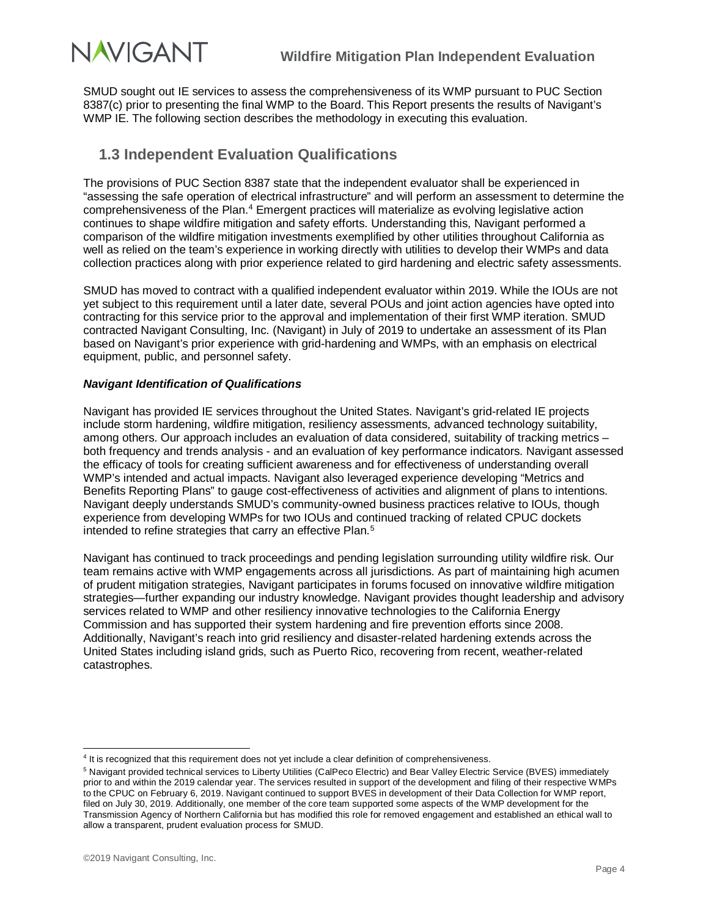SMUD sought out IE services to assess the comprehensiveness of its WMP pursuant to PUC Section 8387(c) prior to presenting the final WMP to the Board. This Report presents the results of Navigant's WMP IE. The following section describes the methodology in executing this evaluation.

## 1.3 Independent Evaluation Qualifications

The provisions of PUC Section 8387 state that the independent evaluator shall be experienced in "assessing the safe operation of electrical infrastructure" and will perform an assessment to determine the comprehensiveness of the Plan.[4] Emergent practices will materialize as evolving legislative action continues to shape wildfire mitigation and safety efforts. Understanding this, Navigant performed a comparison of the wildfire mitigation investments exemplified by other utilities throughout California as well as relied on the team's experience in working directly with utilities to develop their WMPs and data collection practices along with prior experience related to gird hardening and electric safety assessments.

SMUD has moved to contract with a qualified independent evaluator within 2019. While the IOUs are not yet subject to this requirement until a later date, several POUs and joint action agencies have opted into contracting for this service prior to the approval and implementation of their first WMP iteration. SMUD contracted Navigant Consulting, Inc. (Navigant) in July of 2019 to undertake an assessment of its Plan based on Navigant's prior experience with grid-hardening and WMPs, with an emphasis on electrical equipment, public, and personnel safety.

***Navigant Identification of Qualifications***

Navigant has provided IE services throughout the United States. Navigant's grid-related IE projects include storm hardening, wildfire mitigation, resiliency assessments, advanced technology suitability, among others. Our approach includes an evaluation of data considered, suitability of tracking metrics – both frequency and trends analysis - and an evaluation of key performance indicators. Navigant assessed the efficacy of tools for creating sufficient awareness and for effectiveness of understanding overall WMP's intended and actual impacts. Navigant also leveraged experience developing "Metrics and Benefits Reporting Plans" to gauge cost-effectiveness of activities and alignment of plans to intentions. Navigant deeply understands SMUD's community-owned business practices relative to IOUs, though experience from developing WMPs for two IOUs and continued tracking of related CPUC dockets intended to refine strategies that carry an effective Plan.[5]

Navigant has continued to track proceedings and pending legislation surrounding utility wildfire risk. Our team remains active with WMP engagements across all jurisdictions. As part of maintaining high acumen of prudent mitigation strategies, Navigant participates in forums focused on innovative wildfire mitigation strategies—further expanding our industry knowledge. Navigant provides thought leadership and advisory services related to WMP and other resiliency innovative technologies to the California Energy Commission and has supported their system hardening and fire prevention efforts since 2008. Additionally, Navigant's reach into grid resiliency and disaster-related hardening extends across the United States including island grids, such as Puerto Rico, recovering from recent, weather-related catastrophes.

---

[4] It is recognized that this requirement does not yet include a clear definition of comprehensiveness.

[5] Navigant provided technical services to Liberty Utilities (CalPeco Electric) and Bear Valley Electric Service (BVES) immediately prior to and within the 2019 calendar year. The services resulted in support of the development and filing of their respective WMPs to the CPUC on February 6, 2019. Navigant continued to support BVES in development of their Data Collection for WMP report, filed on July 30, 2019. Additionally, one member of the core team supported some aspects of the WMP development for the Transmission Agency of Northern California but has modified this role for removed engagement and established an ethical wall to allow a transparent, prudent evaluation process for SMUD.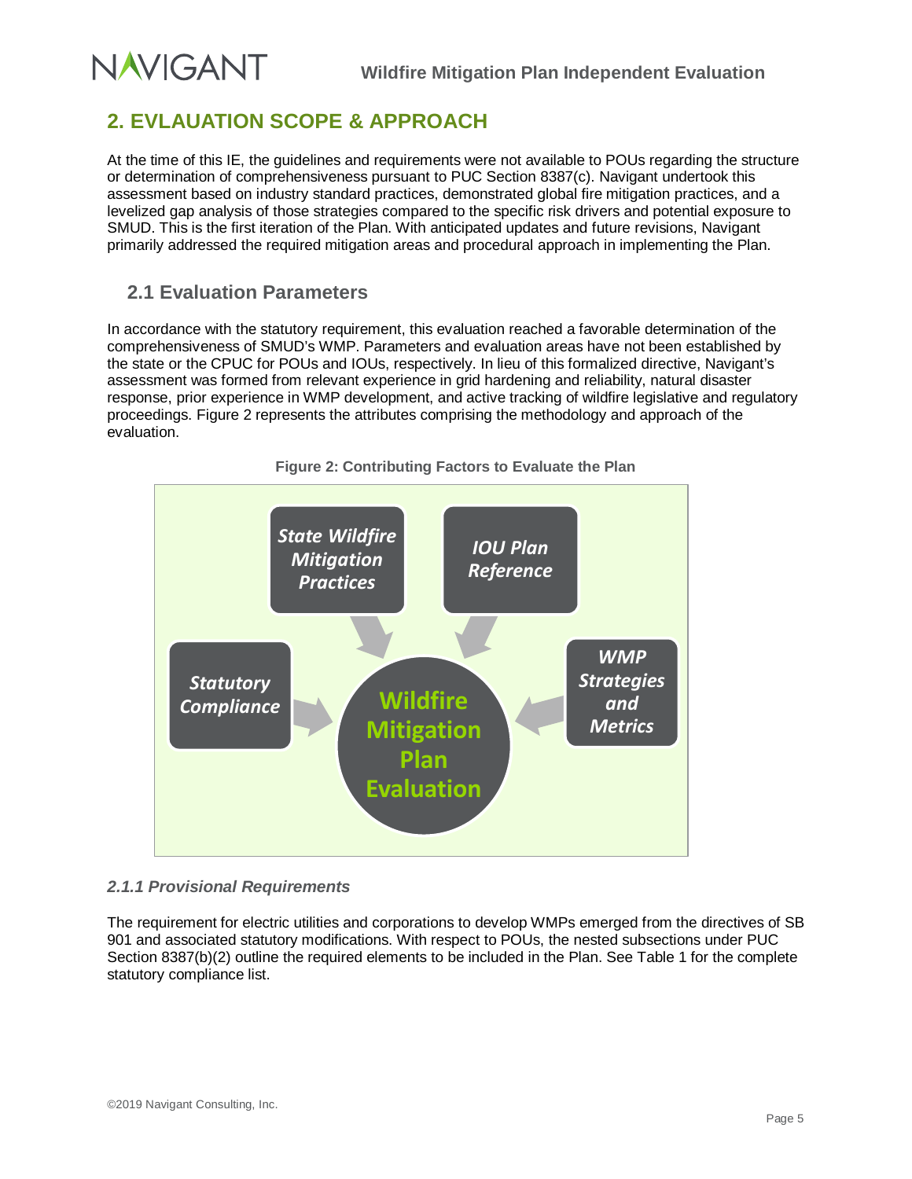## 2. EVLAUATION SCOPE & APPROACH

At the time of this IE, the guidelines and requirements were not available to POUs regarding the structure or determination of comprehensiveness pursuant to PUC Section 8387(c). Navigant undertook this assessment based on industry standard practices, demonstrated global fire mitigation practices, and a levelized gap analysis of those strategies compared to the specific risk drivers and potential exposure to SMUD. This is the first iteration of the Plan. With anticipated updates and future revisions, Navigant primarily addressed the required mitigation areas and procedural approach in implementing the Plan.

### 2.1 Evaluation Parameters

In accordance with the statutory requirement, this evaluation reached a favorable determination of the comprehensiveness of SMUD's WMP. Parameters and evaluation areas have not been established by the state or the CPUC for POUs and IOUs, respectively. In lieu of this formalized directive, Navigant's assessment was formed from relevant experience in grid hardening and reliability, natural disaster response, prior experience in WMP development, and active tracking of wildfire legislative and regulatory proceedings. Figure 2 represents the attributes comprising the methodology and approach of the evaluation.

**Figure 2: Contributing Factors to Evaluate the Plan**

- State Wildfire Mitigation Practices
- IOU Plan Reference
- Statutory Compliance
- WMP Strategies and Metrics

→ Wildfire Mitigation Plan Evaluation

#### *2.1.1 Provisional Requirements*

The requirement for electric utilities and corporations to develop WMPs emerged from the directives of SB 901 and associated statutory modifications. With respect to POUs, the nested subsections under PUC Section 8387(b)(2) outline the required elements to be included in the Plan. See Table 1 for the complete statutory compliance list.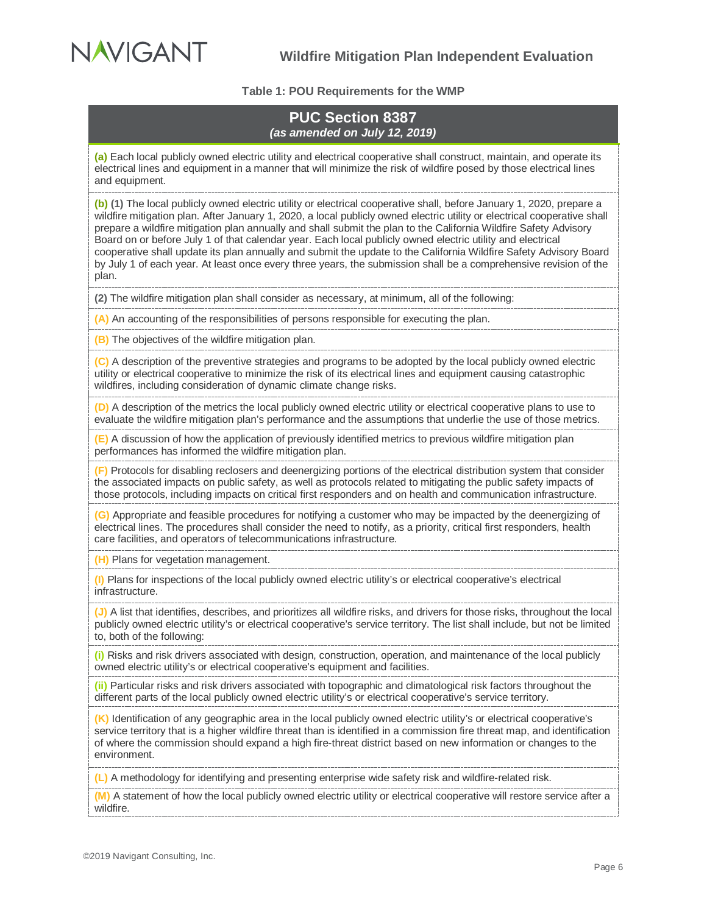**Table 1: POU Requirements for the WMP**

| PUC Section 8387 *(as amended on July 12, 2019)* |
|---|
| **(a)** Each local publicly owned electric utility and electrical cooperative shall construct, maintain, and operate its electrical lines and equipment in a manner that will minimize the risk of wildfire posed by those electrical lines and equipment. |
| **(b) (1)** The local publicly owned electric utility or electrical cooperative shall, before January 1, 2020, prepare a wildfire mitigation plan. After January 1, 2020, a local publicly owned electric utility or electrical cooperative shall prepare a wildfire mitigation plan annually and shall submit the plan to the California Wildfire Safety Advisory Board on or before July 1 of that calendar year. Each local publicly owned electric utility and electrical cooperative shall update its plan annually and submit the update to the California Wildfire Safety Advisory Board by July 1 of each year. At least once every three years, the submission shall be a comprehensive revision of the plan. |
| **(2)** The wildfire mitigation plan shall consider as necessary, at minimum, all of the following: |
| **(A)** An accounting of the responsibilities of persons responsible for executing the plan. |
| **(B)** The objectives of the wildfire mitigation plan. |
| **(C)** A description of the preventive strategies and programs to be adopted by the local publicly owned electric utility or electrical cooperative to minimize the risk of its electrical lines and equipment causing catastrophic wildfires, including consideration of dynamic climate change risks. |
| **(D)** A description of the metrics the local publicly owned electric utility or electrical cooperative plans to use to evaluate the wildfire mitigation plan's performance and the assumptions that underlie the use of those metrics. |
| **(E)** A discussion of how the application of previously identified metrics to previous wildfire mitigation plan performances has informed the wildfire mitigation plan. |
| **(F)** Protocols for disabling reclosers and deenergizing portions of the electrical distribution system that consider the associated impacts on public safety, as well as protocols related to mitigating the public safety impacts of those protocols, including impacts on critical first responders and on health and communication infrastructure. |
| **(G)** Appropriate and feasible procedures for notifying a customer who may be impacted by the deenergizing of electrical lines. The procedures shall consider the need to notify, as a priority, critical first responders, health care facilities, and operators of telecommunications infrastructure. |
| **(H)** Plans for vegetation management. |
| **(I)** Plans for inspections of the local publicly owned electric utility's or electrical cooperative's electrical infrastructure. |
| **(J)** A list that identifies, describes, and prioritizes all wildfire risks, and drivers for those risks, throughout the local publicly owned electric utility's or electrical cooperative's service territory. The list shall include, but not be limited to, both of the following: |
| **(i)** Risks and risk drivers associated with design, construction, operation, and maintenance of the local publicly owned electric utility's or electrical cooperative's equipment and facilities. |
| **(ii)** Particular risks and risk drivers associated with topographic and climatological risk factors throughout the different parts of the local publicly owned electric utility's or electrical cooperative's service territory. |
| **(K)** Identification of any geographic area in the local publicly owned electric utility's or electrical cooperative's service territory that is a higher wildfire threat than is identified in a commission fire threat map, and identification of where the commission should expand a high fire-threat district based on new information or changes to the environment. |
| **(L)** A methodology for identifying and presenting enterprise wide safety risk and wildfire-related risk. |
| **(M)** A statement of how the local publicly owned electric utility or electrical cooperative will restore service after a wildfire. |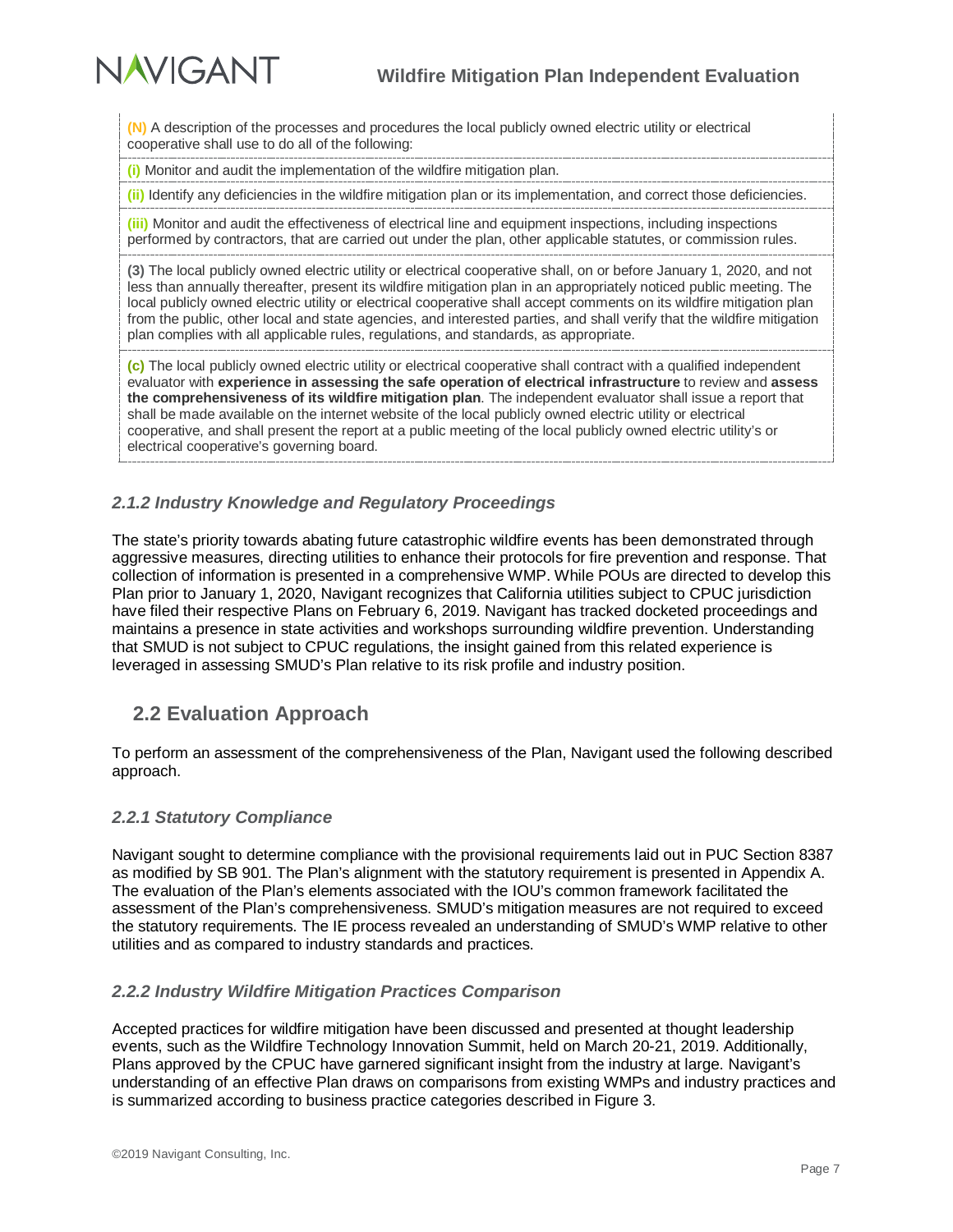**(N)** A description of the processes and procedures the local publicly owned electric utility or electrical cooperative shall use to do all of the following:

**(i)** Monitor and audit the implementation of the wildfire mitigation plan.

**(ii)** Identify any deficiencies in the wildfire mitigation plan or its implementation, and correct those deficiencies.

**(iii)** Monitor and audit the effectiveness of electrical line and equipment inspections, including inspections performed by contractors, that are carried out under the plan, other applicable statutes, or commission rules.

**(3)** The local publicly owned electric utility or electrical cooperative shall, on or before January 1, 2020, and not less than annually thereafter, present its wildfire mitigation plan in an appropriately noticed public meeting. The local publicly owned electric utility or electrical cooperative shall accept comments on its wildfire mitigation plan from the public, other local and state agencies, and interested parties, and shall verify that the wildfire mitigation plan complies with all applicable rules, regulations, and standards, as appropriate.

**(c)** The local publicly owned electric utility or electrical cooperative shall contract with a qualified independent evaluator with **experience in assessing the safe operation of electrical infrastructure** to review and **assess the comprehensiveness of its wildfire mitigation plan**. The independent evaluator shall issue a report that shall be made available on the internet website of the local publicly owned electric utility or electrical cooperative, and shall present the report at a public meeting of the local publicly owned electric utility's or electrical cooperative's governing board.

### *2.1.2 Industry Knowledge and Regulatory Proceedings*

The state's priority towards abating future catastrophic wildfire events has been demonstrated through aggressive measures, directing utilities to enhance their protocols for fire prevention and response. That collection of information is presented in a comprehensive WMP. While POUs are directed to develop this Plan prior to January 1, 2020, Navigant recognizes that California utilities subject to CPUC jurisdiction have filed their respective Plans on February 6, 2019. Navigant has tracked docketed proceedings and maintains a presence in state activities and workshops surrounding wildfire prevention. Understanding that SMUD is not subject to CPUC regulations, the insight gained from this related experience is leveraged in assessing SMUD's Plan relative to its risk profile and industry position.

## 2.2 Evaluation Approach

To perform an assessment of the comprehensiveness of the Plan, Navigant used the following described approach.

### *2.2.1 Statutory Compliance*

Navigant sought to determine compliance with the provisional requirements laid out in PUC Section 8387 as modified by SB 901. The Plan's alignment with the statutory requirement is presented in Appendix A. The evaluation of the Plan's elements associated with the IOU's common framework facilitated the assessment of the Plan's comprehensiveness. SMUD's mitigation measures are not required to exceed the statutory requirements. The IE process revealed an understanding of SMUD's WMP relative to other utilities and as compared to industry standards and practices.

### *2.2.2 Industry Wildfire Mitigation Practices Comparison*

Accepted practices for wildfire mitigation have been discussed and presented at thought leadership events, such as the Wildfire Technology Innovation Summit, held on March 20-21, 2019. Additionally, Plans approved by the CPUC have garnered significant insight from the industry at large. Navigant's understanding of an effective Plan draws on comparisons from existing WMPs and industry practices and is summarized according to business practice categories described in Figure 3.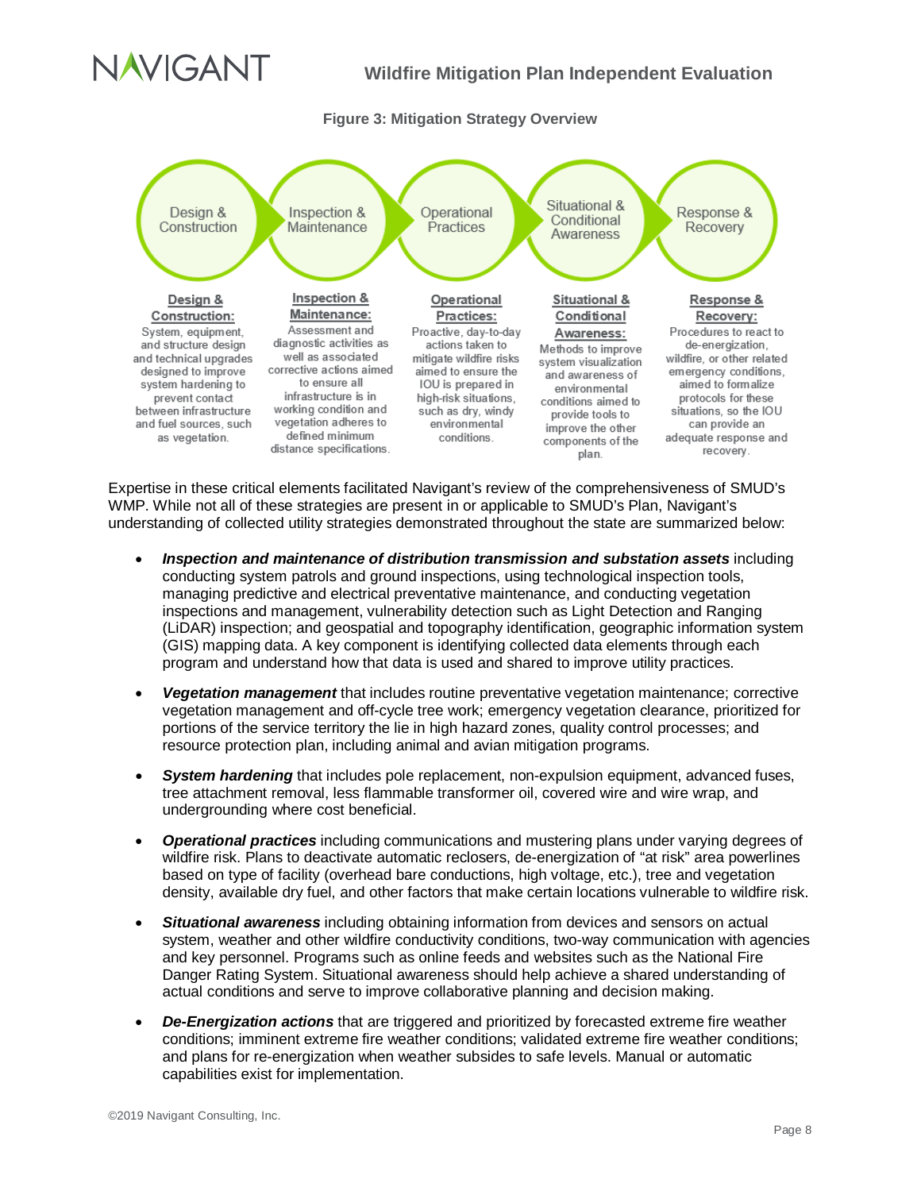**Figure 3: Mitigation Strategy Overview**

Design & Construction → Inspection & Maintenance → Operational Practices → Situational & Conditional Awareness → Response & Recovery

**Design & Construction:** System, equipment, and structure design and technical upgrades designed to improve system hardening to prevent contact between infrastructure and fuel sources, such as vegetation.

**Inspection & Maintenance:** Assessment and diagnostic activities as well as associated corrective actions aimed to ensure all infrastructure is in working condition and vegetation adheres to defined minimum distance specifications.

**Operational Practices:** Proactive, day-to-day actions taken to mitigate wildfire risks aimed to ensure the IOU is prepared in high-risk situations, such as dry, windy environmental conditions.

**Situational & Conditional Awareness:** Methods to improve system visualization and awareness of environmental conditions aimed to provide tools to improve the other components of the plan.

**Response & Recovery:** Procedures to react to de-energization, wildfire, or other related emergency conditions, aimed to formalize protocols for these situations, so the IOU can provide an adequate response and recovery.

Expertise in these critical elements facilitated Navigant's review of the comprehensiveness of SMUD's WMP. While not all of these strategies are present in or applicable to SMUD's Plan, Navigant's understanding of collected utility strategies demonstrated throughout the state are summarized below:

- ***Inspection and maintenance of distribution transmission and substation assets*** including conducting system patrols and ground inspections, using technological inspection tools, managing predictive and electrical preventative maintenance, and conducting vegetation inspections and management, vulnerability detection such as Light Detection and Ranging (LiDAR) inspection; and geospatial and topography identification, geographic information system (GIS) mapping data. A key component is identifying collected data elements through each program and understand how that data is used and shared to improve utility practices.
- ***Vegetation management*** that includes routine preventative vegetation maintenance; corrective vegetation management and off-cycle tree work; emergency vegetation clearance, prioritized for portions of the service territory the lie in high hazard zones, quality control processes; and resource protection plan, including animal and avian mitigation programs.
- ***System hardening*** that includes pole replacement, non-expulsion equipment, advanced fuses, tree attachment removal, less flammable transformer oil, covered wire and wire wrap, and undergrounding where cost beneficial.
- ***Operational practices*** including communications and mustering plans under varying degrees of wildfire risk. Plans to deactivate automatic reclosers, de-energization of "at risk" area powerlines based on type of facility (overhead bare conductions, high voltage, etc.), tree and vegetation density, available dry fuel, and other factors that make certain locations vulnerable to wildfire risk.
- ***Situational awareness*** including obtaining information from devices and sensors on actual system, weather and other wildfire conductivity conditions, two-way communication with agencies and key personnel. Programs such as online feeds and websites such as the National Fire Danger Rating System. Situational awareness should help achieve a shared understanding of actual conditions and serve to improve collaborative planning and decision making.
- ***De-Energization actions*** that are triggered and prioritized by forecasted extreme fire weather conditions; imminent extreme fire weather conditions; validated extreme fire weather conditions; and plans for re-energization when weather subsides to safe levels. Manual or automatic capabilities exist for implementation.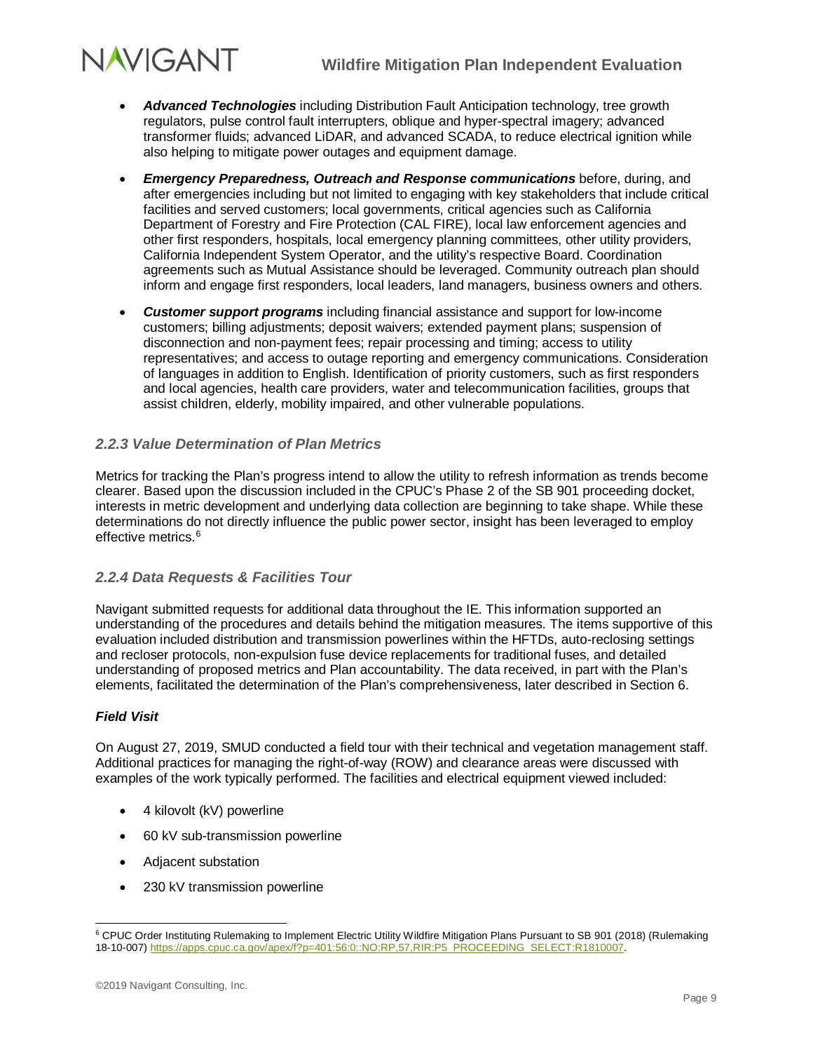- ***Advanced Technologies*** including Distribution Fault Anticipation technology, tree growth regulators, pulse control fault interrupters, oblique and hyper-spectral imagery; advanced transformer fluids; advanced LiDAR, and advanced SCADA, to reduce electrical ignition while also helping to mitigate power outages and equipment damage.
- ***Emergency Preparedness, Outreach and Response communications*** before, during, and after emergencies including but not limited to engaging with key stakeholders that include critical facilities and served customers; local governments, critical agencies such as California Department of Forestry and Fire Protection (CAL FIRE), local law enforcement agencies and other first responders, hospitals, local emergency planning committees, other utility providers, California Independent System Operator, and the utility's respective Board. Coordination agreements such as Mutual Assistance should be leveraged. Community outreach plan should inform and engage first responders, local leaders, land managers, business owners and others.
- ***Customer support programs*** including financial assistance and support for low-income customers; billing adjustments; deposit waivers; extended payment plans; suspension of disconnection and non-payment fees; repair processing and timing; access to utility representatives; and access to outage reporting and emergency communications. Consideration of languages in addition to English. Identification of priority customers, such as first responders and local agencies, health care providers, water and telecommunication facilities, groups that assist children, elderly, mobility impaired, and other vulnerable populations.

### *2.2.3 Value Determination of Plan Metrics*

Metrics for tracking the Plan's progress intend to allow the utility to refresh information as trends become clearer. Based upon the discussion included in the CPUC's Phase 2 of the SB 901 proceeding docket, interests in metric development and underlying data collection are beginning to take shape. While these determinations do not directly influence the public power sector, insight has been leveraged to employ effective metrics.[6]

### *2.2.4 Data Requests & Facilities Tour*

Navigant submitted requests for additional data throughout the IE. This information supported an understanding of the procedures and details behind the mitigation measures. The items supportive of this evaluation included distribution and transmission powerlines within the HFTDs, auto-reclosing settings and recloser protocols, non-expulsion fuse device replacements for traditional fuses, and detailed understanding of proposed metrics and Plan accountability. The data received, in part with the Plan's elements, facilitated the determination of the Plan's comprehensiveness, later described in Section 6.

#### *Field Visit*

On August 27, 2019, SMUD conducted a field tour with their technical and vegetation management staff. Additional practices for managing the right-of-way (ROW) and clearance areas were discussed with examples of the work typically performed. The facilities and electrical equipment viewed included:

- 4 kilovolt (kV) powerline
- 60 kV sub-transmission powerline
- Adjacent substation
- 230 kV transmission powerline

[6] CPUC Order Instituting Rulemaking to Implement Electric Utility Wildfire Mitigation Plans Pursuant to SB 901 (2018) (Rulemaking 18-10-007) https://apps.cpuc.ca.gov/apex/f?p=401:56:0::NO:RP,57,RIR:P5_PROCEEDING_SELECT:R1810007.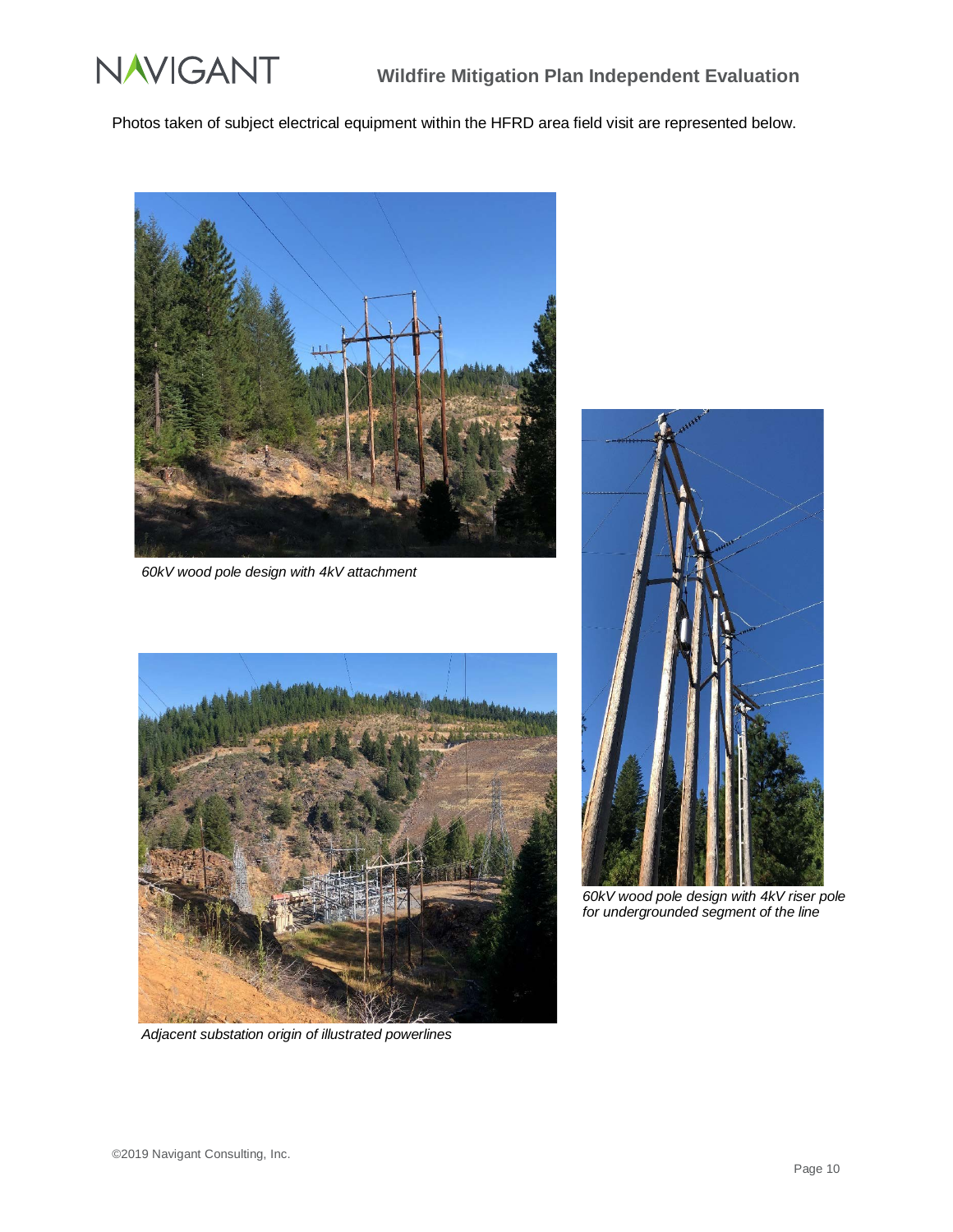Photos taken of subject electrical equipment within the HFRD area field visit are represented below.

*60kV wood pole design with 4kV attachment*

*60kV wood pole design with 4kV riser pole for undergrounded segment of the line*

*Adjacent substation origin of illustrated powerlines*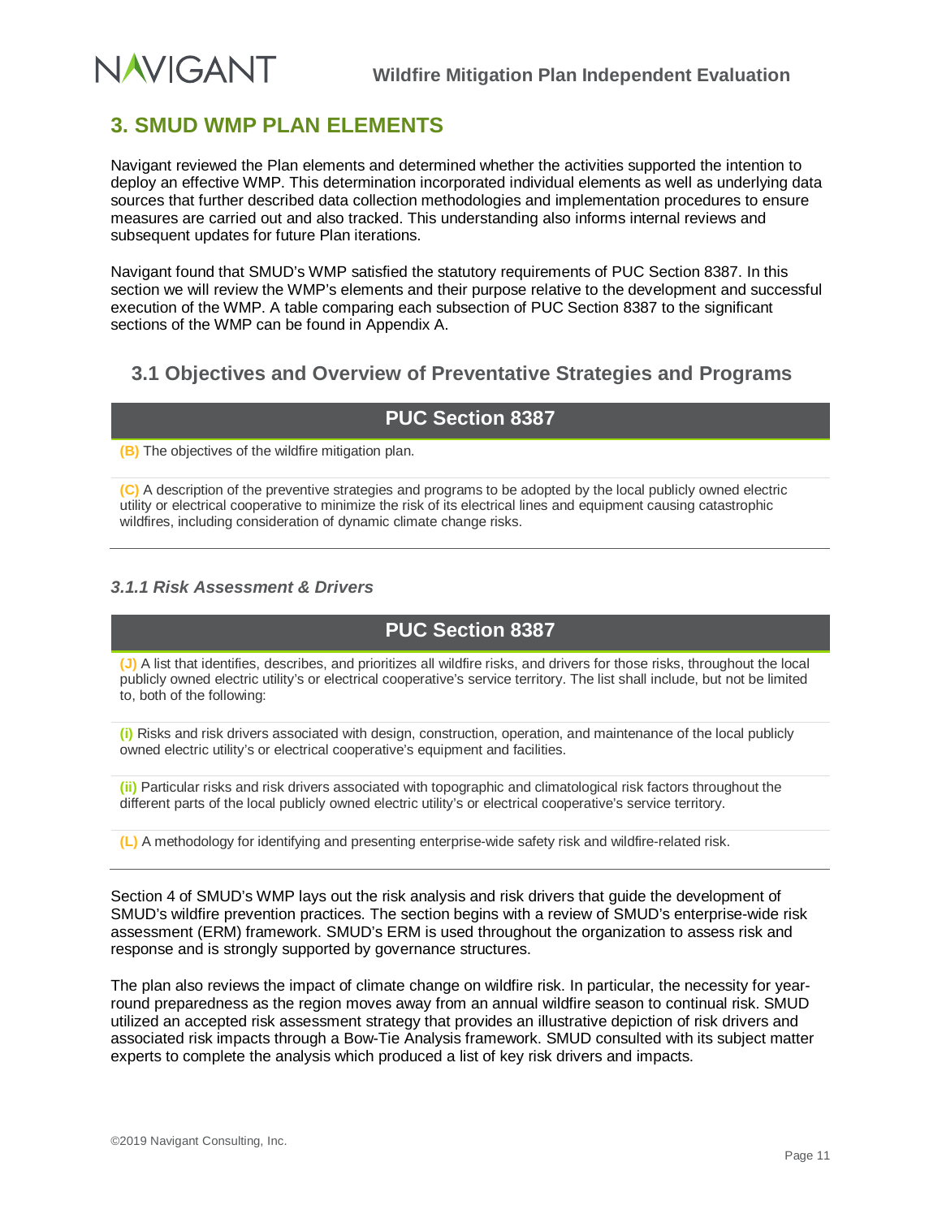## 3. SMUD WMP PLAN ELEMENTS

Navigant reviewed the Plan elements and determined whether the activities supported the intention to deploy an effective WMP. This determination incorporated individual elements as well as underlying data sources that further described data collection methodologies and implementation procedures to ensure measures are carried out and also tracked. This understanding also informs internal reviews and subsequent updates for future Plan iterations.

Navigant found that SMUD's WMP satisfied the statutory requirements of PUC Section 8387. In this section we will review the WMP's elements and their purpose relative to the development and successful execution of the WMP. A table comparing each subsection of PUC Section 8387 to the significant sections of the WMP can be found in Appendix A.

### 3.1 Objectives and Overview of Preventative Strategies and Programs

| PUC Section 8387 |
|---|
| **(B)** The objectives of the wildfire mitigation plan. |
| **(C)** A description of the preventive strategies and programs to be adopted by the local publicly owned electric utility or electrical cooperative to minimize the risk of its electrical lines and equipment causing catastrophic wildfires, including consideration of dynamic climate change risks. |

#### *3.1.1 Risk Assessment & Drivers*

| PUC Section 8387 |
|---|
| **(J)** A list that identifies, describes, and prioritizes all wildfire risks, and drivers for those risks, throughout the local publicly owned electric utility's or electrical cooperative's service territory. The list shall include, but not be limited to, both of the following: |
| **(i)** Risks and risk drivers associated with design, construction, operation, and maintenance of the local publicly owned electric utility's or electrical cooperative's equipment and facilities. |
| **(ii)** Particular risks and risk drivers associated with topographic and climatological risk factors throughout the different parts of the local publicly owned electric utility's or electrical cooperative's service territory. |
| **(L)** A methodology for identifying and presenting enterprise-wide safety risk and wildfire-related risk. |

Section 4 of SMUD's WMP lays out the risk analysis and risk drivers that guide the development of SMUD's wildfire prevention practices. The section begins with a review of SMUD's enterprise-wide risk assessment (ERM) framework. SMUD's ERM is used throughout the organization to assess risk and response and is strongly supported by governance structures.

The plan also reviews the impact of climate change on wildfire risk. In particular, the necessity for year-round preparedness as the region moves away from an annual wildfire season to continual risk. SMUD utilized an accepted risk assessment strategy that provides an illustrative depiction of risk drivers and associated risk impacts through a Bow-Tie Analysis framework. SMUD consulted with its subject matter experts to complete the analysis which produced a list of key risk drivers and impacts.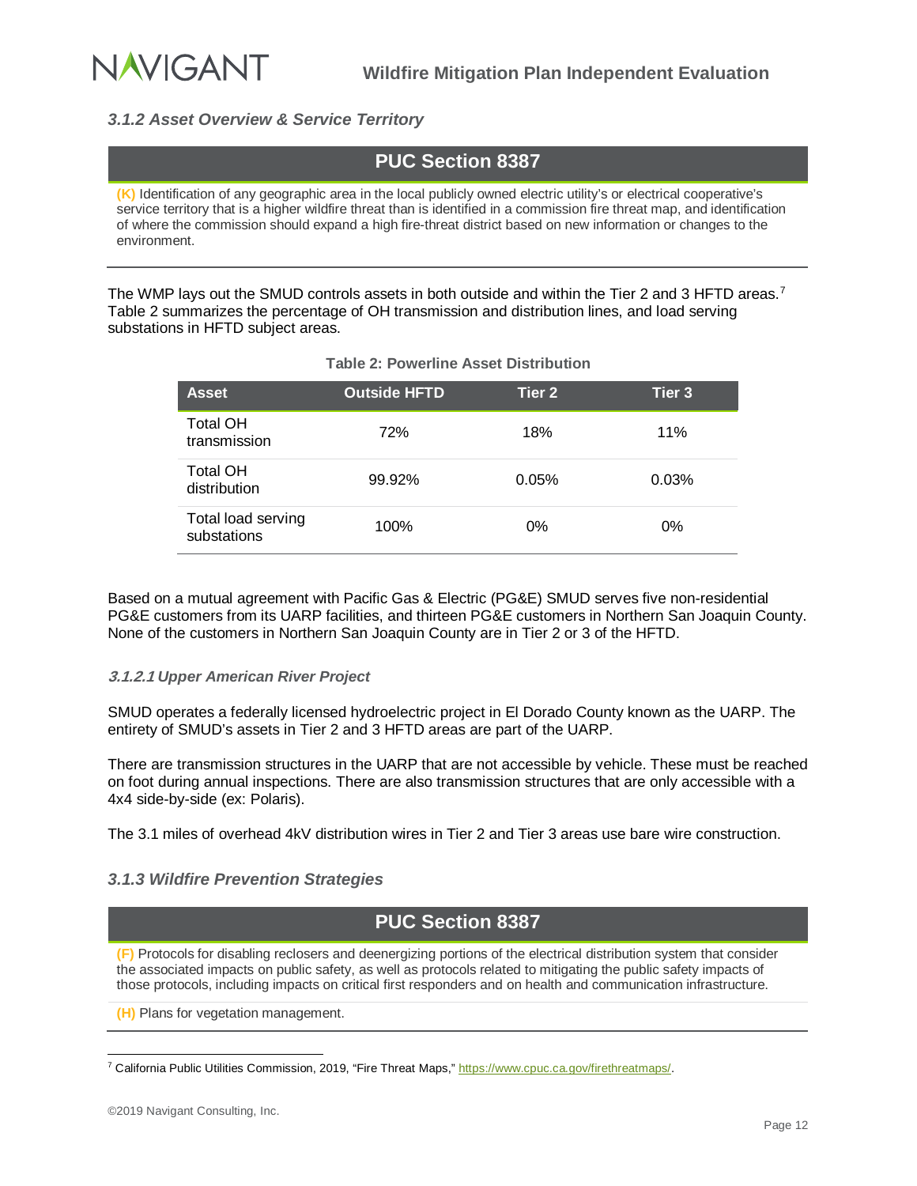### *3.1.2 Asset Overview & Service Territory*

| PUC Section 8387 |
|---|
| **(K)** Identification of any geographic area in the local publicly owned electric utility's or electrical cooperative's service territory that is a higher wildfire threat than is identified in a commission fire threat map, and identification of where the commission should expand a high fire-threat district based on new information or changes to the environment. |

The WMP lays out the SMUD controls assets in both outside and within the Tier 2 and 3 HFTD areas.[7] Table 2 summarizes the percentage of OH transmission and distribution lines, and load serving substations in HFTD subject areas.

**Table 2: Powerline Asset Distribution**

| Asset | Outside HFTD | Tier 2 | Tier 3 |
|---|---|---|---|
| Total OH transmission | 72% | 18% | 11% |
| Total OH distribution | 99.92% | 0.05% | 0.03% |
| Total load serving substations | 100% | 0% | 0% |

Based on a mutual agreement with Pacific Gas & Electric (PG&E) SMUD serves five non-residential PG&E customers from its UARP facilities, and thirteen PG&E customers in Northern San Joaquin County. None of the customers in Northern San Joaquin County are in Tier 2 or 3 of the HFTD.

#### *3.1.2.1 Upper American River Project*

SMUD operates a federally licensed hydroelectric project in El Dorado County known as the UARP. The entirety of SMUD's assets in Tier 2 and 3 HFTD areas are part of the UARP.

There are transmission structures in the UARP that are not accessible by vehicle. These must be reached on foot during annual inspections. There are also transmission structures that are only accessible with a 4x4 side-by-side (ex: Polaris).

The 3.1 miles of overhead 4kV distribution wires in Tier 2 and Tier 3 areas use bare wire construction.

### *3.1.3 Wildfire Prevention Strategies*

| PUC Section 8387 |
|---|
| **(F)** Protocols for disabling reclosers and deenergizing portions of the electrical distribution system that consider the associated impacts on public safety, as well as protocols related to mitigating the public safety impacts of those protocols, including impacts on critical first responders and on health and communication infrastructure. |
| **(H)** Plans for vegetation management. |

[7] California Public Utilities Commission, 2019, "Fire Threat Maps," https://www.cpuc.ca.gov/firethreatmaps/.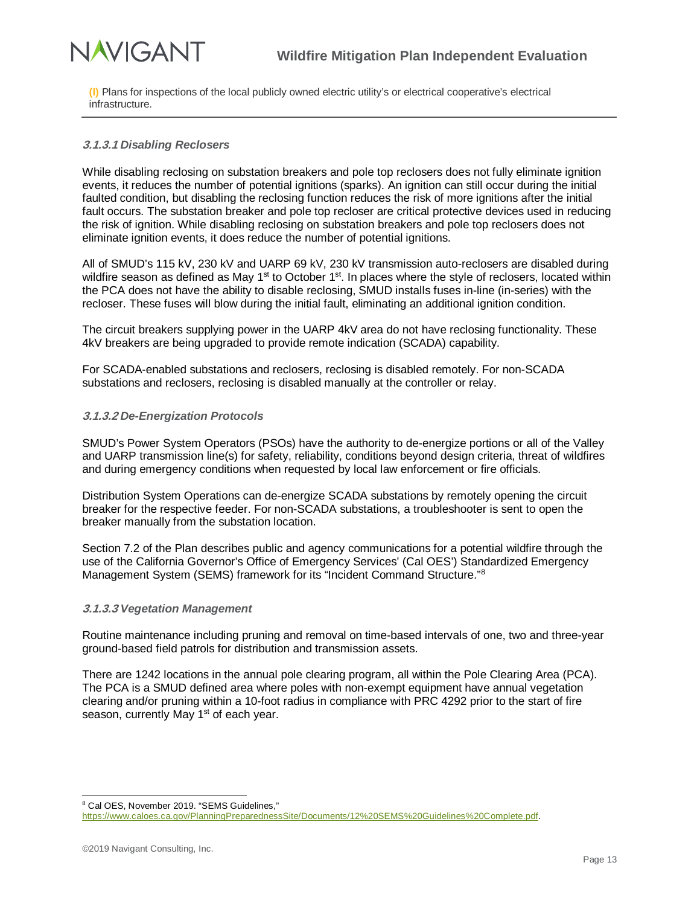**(I)** Plans for inspections of the local publicly owned electric utility's or electrical cooperative's electrical infrastructure.

---

#### *3.1.3.1 Disabling Reclosers*

While disabling reclosing on substation breakers and pole top reclosers does not fully eliminate ignition events, it reduces the number of potential ignitions (sparks). An ignition can still occur during the initial faulted condition, but disabling the reclosing function reduces the risk of more ignitions after the initial fault occurs. The substation breaker and pole top recloser are critical protective devices used in reducing the risk of ignition. While disabling reclosing on substation breakers and pole top reclosers does not eliminate ignition events, it does reduce the number of potential ignitions.

All of SMUD's 115 kV, 230 kV and UARP 69 kV, 230 kV transmission auto-reclosers are disabled during wildfire season as defined as May 1st to October 1st. In places where the style of reclosers, located within the PCA does not have the ability to disable reclosing, SMUD installs fuses in-line (in-series) with the recloser. These fuses will blow during the initial fault, eliminating an additional ignition condition.

The circuit breakers supplying power in the UARP 4kV area do not have reclosing functionality. These 4kV breakers are being upgraded to provide remote indication (SCADA) capability.

For SCADA-enabled substations and reclosers, reclosing is disabled remotely. For non-SCADA substations and reclosers, reclosing is disabled manually at the controller or relay.

#### *3.1.3.2 De-Energization Protocols*

SMUD's Power System Operators (PSOs) have the authority to de-energize portions or all of the Valley and UARP transmission line(s) for safety, reliability, conditions beyond design criteria, threat of wildfires and during emergency conditions when requested by local law enforcement or fire officials.

Distribution System Operations can de-energize SCADA substations by remotely opening the circuit breaker for the respective feeder. For non-SCADA substations, a troubleshooter is sent to open the breaker manually from the substation location.

Section 7.2 of the Plan describes public and agency communications for a potential wildfire through the use of the California Governor's Office of Emergency Services' (Cal OES') Standardized Emergency Management System (SEMS) framework for its "Incident Command Structure."[8]

#### *3.1.3.3 Vegetation Management*

Routine maintenance including pruning and removal on time-based intervals of one, two and three-year ground-based field patrols for distribution and transmission assets.

There are 1242 locations in the annual pole clearing program, all within the Pole Clearing Area (PCA). The PCA is a SMUD defined area where poles with non-exempt equipment have annual vegetation clearing and/or pruning within a 10-foot radius in compliance with PRC 4292 prior to the start of fire season, currently May 1st of each year.

---

[8] Cal OES, November 2019. "SEMS Guidelines," https://www.caloes.ca.gov/PlanningPreparednessSite/Documents/12%20SEMS%20Guidelines%20Complete.pdf.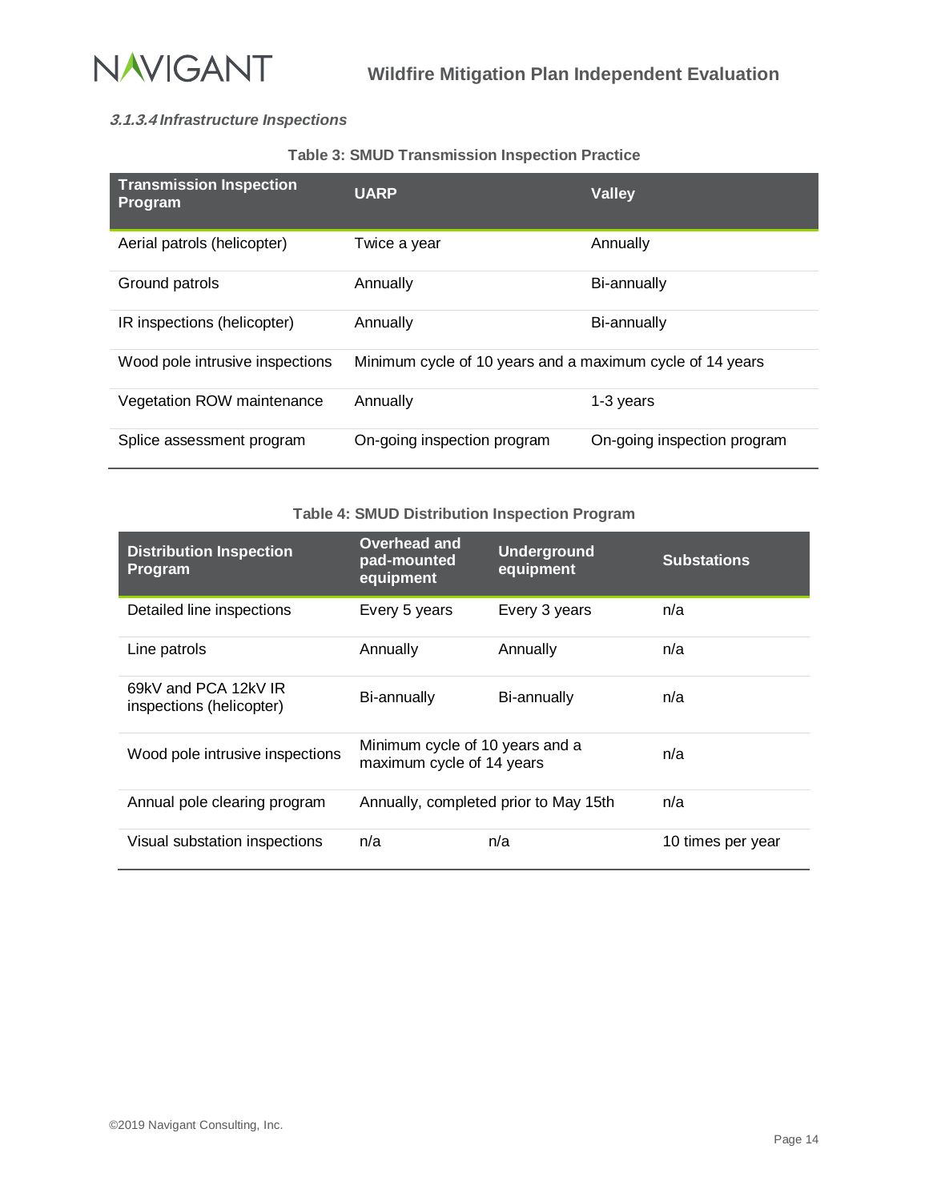#### *3.1.3.4 Infrastructure Inspections*

**Table 3: SMUD Transmission Inspection Practice**

| Transmission Inspection Program | UARP | Valley |
|---|---|---|
| Aerial patrols (helicopter) | Twice a year | Annually |
| Ground patrols | Annually | Bi-annually |
| IR inspections (helicopter) | Annually | Bi-annually |
| Wood pole intrusive inspections | Minimum cycle of 10 years and a maximum cycle of 14 years | |
| Vegetation ROW maintenance | Annually | 1-3 years |
| Splice assessment program | On-going inspection program | On-going inspection program |

**Table 4: SMUD Distribution Inspection Program**

| Distribution Inspection Program | Overhead and pad-mounted equipment | Underground equipment | Substations |
|---|---|---|---|
| Detailed line inspections | Every 5 years | Every 3 years | n/a |
| Line patrols | Annually | Annually | n/a |
| 69kV and PCA 12kV IR inspections (helicopter) | Bi-annually | Bi-annually | n/a |
| Wood pole intrusive inspections | Minimum cycle of 10 years and a maximum cycle of 14 years | | n/a |
| Annual pole clearing program | Annually, completed prior to May 15th | | n/a |
| Visual substation inspections | n/a | n/a | 10 times per year |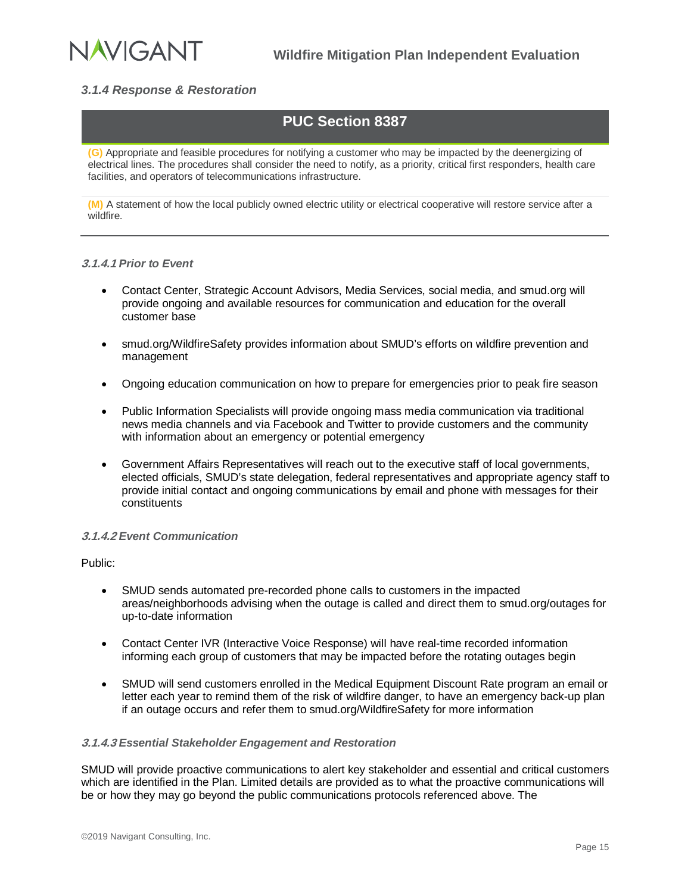### 3.1.4 Response & Restoration

| PUC Section 8387 |
| --- |
| **(G)** Appropriate and feasible procedures for notifying a customer who may be impacted by the deenergizing of electrical lines. The procedures shall consider the need to notify, as a priority, critical first responders, health care facilities, and operators of telecommunications infrastructure. |
| **(M)** A statement of how the local publicly owned electric utility or electrical cooperative will restore service after a wildfire. |

#### 3.1.4.1 Prior to Event

- Contact Center, Strategic Account Advisors, Media Services, social media, and smud.org will provide ongoing and available resources for communication and education for the overall customer base
- smud.org/WildfireSafety provides information about SMUD's efforts on wildfire prevention and management
- Ongoing education communication on how to prepare for emergencies prior to peak fire season
- Public Information Specialists will provide ongoing mass media communication via traditional news media channels and via Facebook and Twitter to provide customers and the community with information about an emergency or potential emergency
- Government Affairs Representatives will reach out to the executive staff of local governments, elected officials, SMUD's state delegation, federal representatives and appropriate agency staff to provide initial contact and ongoing communications by email and phone with messages for their constituents

#### 3.1.4.2 Event Communication

Public:

- SMUD sends automated pre-recorded phone calls to customers in the impacted areas/neighborhoods advising when the outage is called and direct them to smud.org/outages for up-to-date information
- Contact Center IVR (Interactive Voice Response) will have real-time recorded information informing each group of customers that may be impacted before the rotating outages begin
- SMUD will send customers enrolled in the Medical Equipment Discount Rate program an email or letter each year to remind them of the risk of wildfire danger, to have an emergency back-up plan if an outage occurs and refer them to smud.org/WildfireSafety for more information

#### 3.1.4.3 Essential Stakeholder Engagement and Restoration

SMUD will provide proactive communications to alert key stakeholder and essential and critical customers which are identified in the Plan. Limited details are provided as to what the proactive communications will be or how they may go beyond the public communications protocols referenced above. The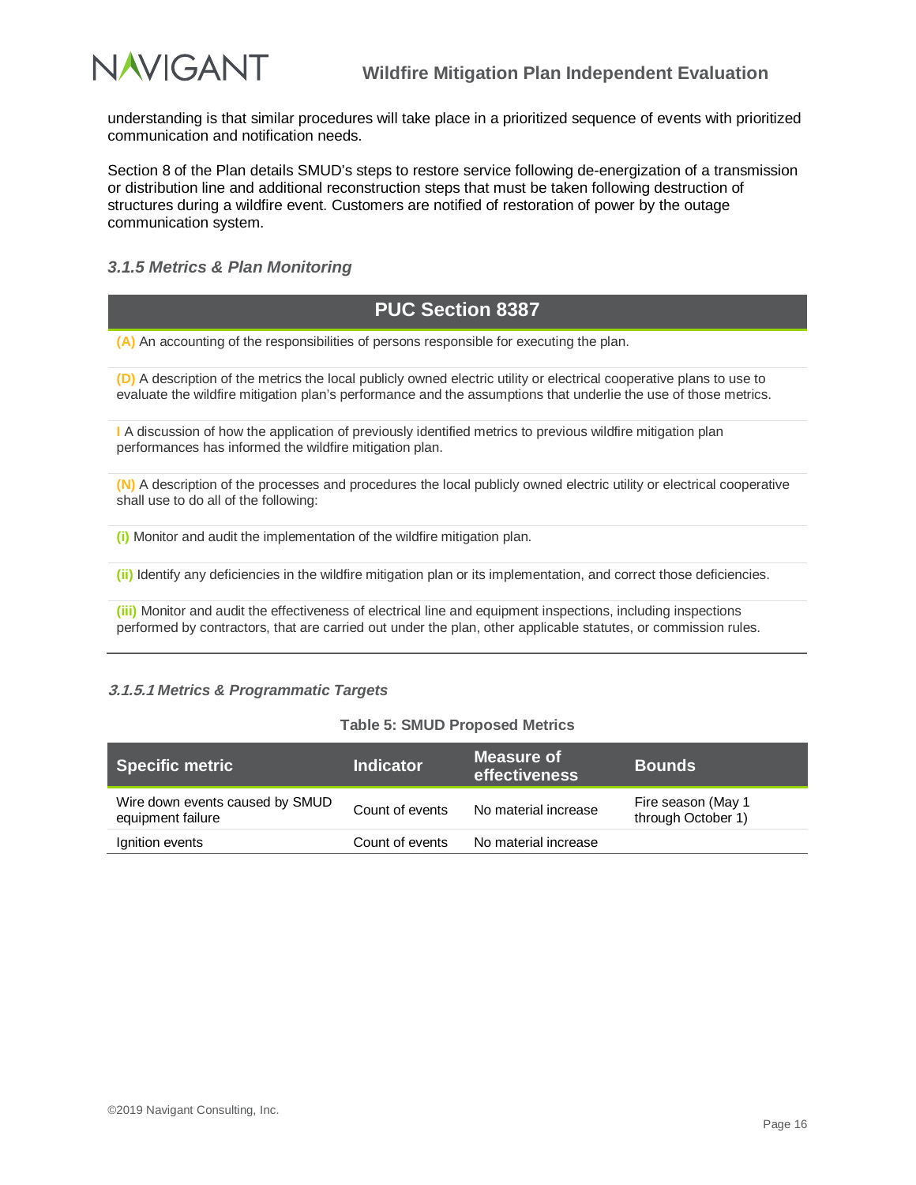understanding is that similar procedures will take place in a prioritized sequence of events with prioritized communication and notification needs.

Section 8 of the Plan details SMUD's steps to restore service following de-energization of a transmission or distribution line and additional reconstruction steps that must be taken following destruction of structures during a wildfire event. Customers are notified of restoration of power by the outage communication system.

### *3.1.5 Metrics & Plan Monitoring*

| PUC Section 8387 |
|---|
| **(A)** An accounting of the responsibilities of persons responsible for executing the plan. |
| **(D)** A description of the metrics the local publicly owned electric utility or electrical cooperative plans to use to evaluate the wildfire mitigation plan's performance and the assumptions that underlie the use of those metrics. |
| **I** A discussion of how the application of previously identified metrics to previous wildfire mitigation plan performances has informed the wildfire mitigation plan. |
| **(N)** A description of the processes and procedures the local publicly owned electric utility or electrical cooperative shall use to do all of the following: |
| **(i)** Monitor and audit the implementation of the wildfire mitigation plan. |
| **(ii)** Identify any deficiencies in the wildfire mitigation plan or its implementation, and correct those deficiencies. |
| **(iii)** Monitor and audit the effectiveness of electrical line and equipment inspections, including inspections performed by contractors, that are carried out under the plan, other applicable statutes, or commission rules. |

#### *3.1.5.1 Metrics & Programmatic Targets*

**Table 5: SMUD Proposed Metrics**

| Specific metric | Indicator | Measure of effectiveness | Bounds |
|---|---|---|---|
| Wire down events caused by SMUD equipment failure | Count of events | No material increase | Fire season (May 1 through October 1) |
| Ignition events | Count of events | No material increase | |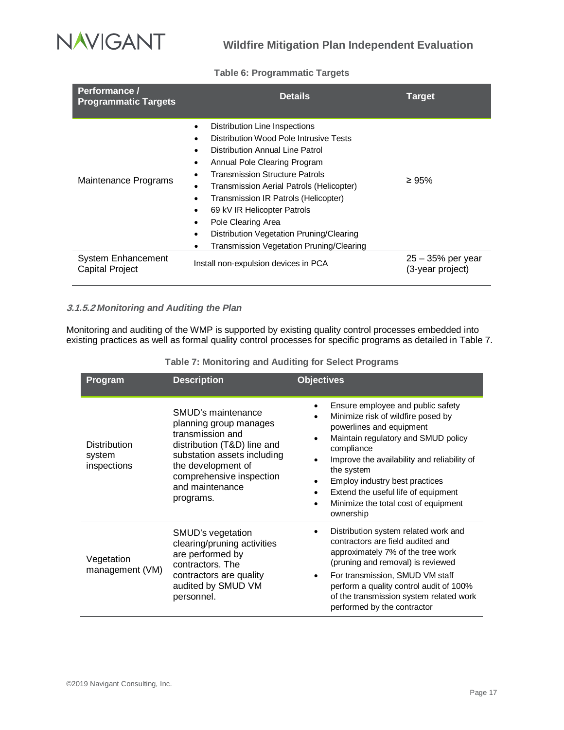**Table 6: Programmatic Targets**

| Performance / Programmatic Targets | Details | Target |
|---|---|---|
| Maintenance Programs | • Distribution Line Inspections<br>• Distribution Wood Pole Intrusive Tests<br>• Distribution Annual Line Patrol<br>• Annual Pole Clearing Program<br>• Transmission Structure Patrols<br>• Transmission Aerial Patrols (Helicopter)<br>• Transmission IR Patrols (Helicopter)<br>• 69 kV IR Helicopter Patrols<br>• Pole Clearing Area<br>• Distribution Vegetation Pruning/Clearing<br>• Transmission Vegetation Pruning/Clearing | ≥ 95% |
| System Enhancement Capital Project | Install non-expulsion devices in PCA | 25 – 35% per year (3-year project) |

#### *3.1.5.2 Monitoring and Auditing the Plan*

Monitoring and auditing of the WMP is supported by existing quality control processes embedded into existing practices as well as formal quality control processes for specific programs as detailed in Table 7.

**Table 7: Monitoring and Auditing for Select Programs**

| Program | Description | Objectives |
|---|---|---|
| Distribution system inspections | SMUD's maintenance planning group manages transmission and distribution (T&D) line and substation assets including the development of comprehensive inspection and maintenance programs. | • Ensure employee and public safety<br>• Minimize risk of wildfire posed by powerlines and equipment<br>• Maintain regulatory and SMUD policy compliance<br>• Improve the availability and reliability of the system<br>• Employ industry best practices<br>• Extend the useful life of equipment<br>• Minimize the total cost of equipment ownership |
| Vegetation management (VM) | SMUD's vegetation clearing/pruning activities are performed by contractors. The contractors are quality audited by SMUD VM personnel. | • Distribution system related work and contractors are field audited and approximately 7% of the tree work (pruning and removal) is reviewed<br>• For transmission, SMUD VM staff perform a quality control audit of 100% of the transmission system related work performed by the contractor |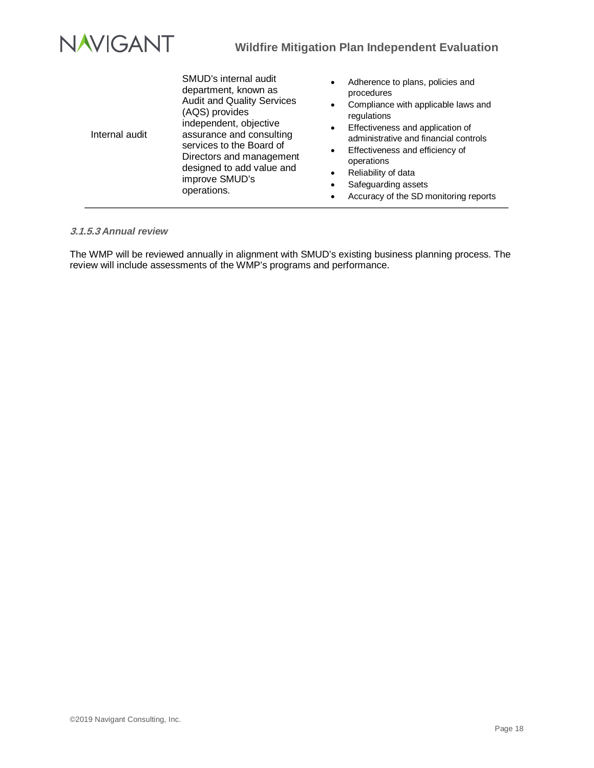| | | |
|---|---|---|
| Internal audit | SMUD's internal audit department, known as Audit and Quality Services (AQS) provides independent, objective assurance and consulting services to the Board of Directors and management designed to add value and improve SMUD's operations. | • Adherence to plans, policies and procedures<br>• Compliance with applicable laws and regulations<br>• Effectiveness and application of administrative and financial controls<br>• Effectiveness and efficiency of operations<br>• Reliability of data<br>• Safeguarding assets<br>• Accuracy of the SD monitoring reports |

#### 3.1.5.3 Annual review

The WMP will be reviewed annually in alignment with SMUD's existing business planning process. The review will include assessments of the WMP's programs and performance.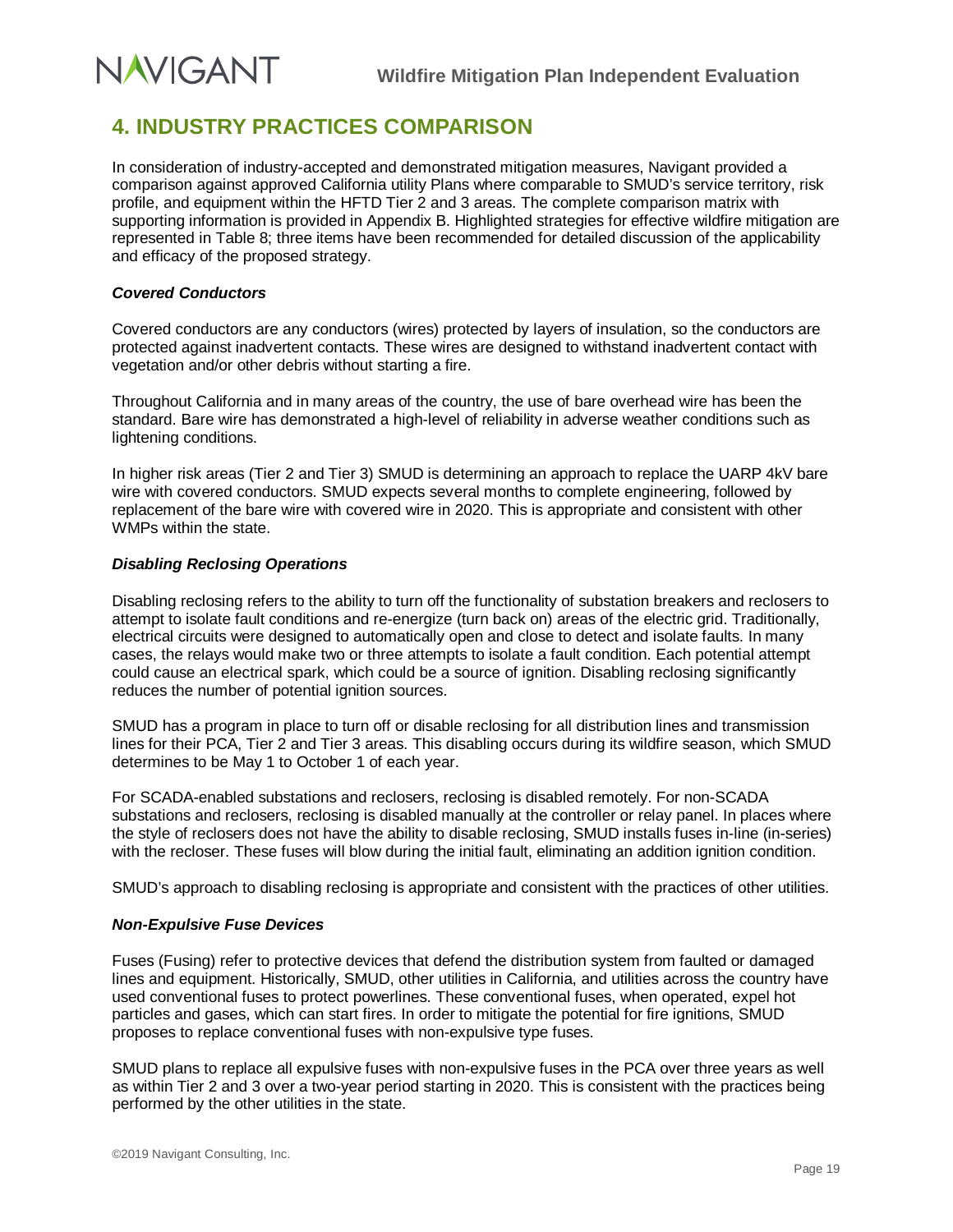## 4. INDUSTRY PRACTICES COMPARISON

In consideration of industry-accepted and demonstrated mitigation measures, Navigant provided a comparison against approved California utility Plans where comparable to SMUD's service territory, risk profile, and equipment within the HFTD Tier 2 and 3 areas. The complete comparison matrix with supporting information is provided in Appendix B. Highlighted strategies for effective wildfire mitigation are represented in Table 8; three items have been recommended for detailed discussion of the applicability and efficacy of the proposed strategy.

***Covered Conductors***

Covered conductors are any conductors (wires) protected by layers of insulation, so the conductors are protected against inadvertent contacts. These wires are designed to withstand inadvertent contact with vegetation and/or other debris without starting a fire.

Throughout California and in many areas of the country, the use of bare overhead wire has been the standard. Bare wire has demonstrated a high-level of reliability in adverse weather conditions such as lightening conditions.

In higher risk areas (Tier 2 and Tier 3) SMUD is determining an approach to replace the UARP 4kV bare wire with covered conductors. SMUD expects several months to complete engineering, followed by replacement of the bare wire with covered wire in 2020. This is appropriate and consistent with other WMPs within the state.

***Disabling Reclosing Operations***

Disabling reclosing refers to the ability to turn off the functionality of substation breakers and reclosers to attempt to isolate fault conditions and re-energize (turn back on) areas of the electric grid. Traditionally, electrical circuits were designed to automatically open and close to detect and isolate faults. In many cases, the relays would make two or three attempts to isolate a fault condition. Each potential attempt could cause an electrical spark, which could be a source of ignition. Disabling reclosing significantly reduces the number of potential ignition sources.

SMUD has a program in place to turn off or disable reclosing for all distribution lines and transmission lines for their PCA, Tier 2 and Tier 3 areas. This disabling occurs during its wildfire season, which SMUD determines to be May 1 to October 1 of each year.

For SCADA-enabled substations and reclosers, reclosing is disabled remotely. For non-SCADA substations and reclosers, reclosing is disabled manually at the controller or relay panel. In places where the style of reclosers does not have the ability to disable reclosing, SMUD installs fuses in-line (in-series) with the recloser. These fuses will blow during the initial fault, eliminating an addition ignition condition.

SMUD's approach to disabling reclosing is appropriate and consistent with the practices of other utilities.

***Non-Expulsive Fuse Devices***

Fuses (Fusing) refer to protective devices that defend the distribution system from faulted or damaged lines and equipment. Historically, SMUD, other utilities in California, and utilities across the country have used conventional fuses to protect powerlines. These conventional fuses, when operated, expel hot particles and gases, which can start fires. In order to mitigate the potential for fire ignitions, SMUD proposes to replace conventional fuses with non-expulsive type fuses.

SMUD plans to replace all expulsive fuses with non-expulsive fuses in the PCA over three years as well as within Tier 2 and 3 over a two-year period starting in 2020. This is consistent with the practices being performed by the other utilities in the state.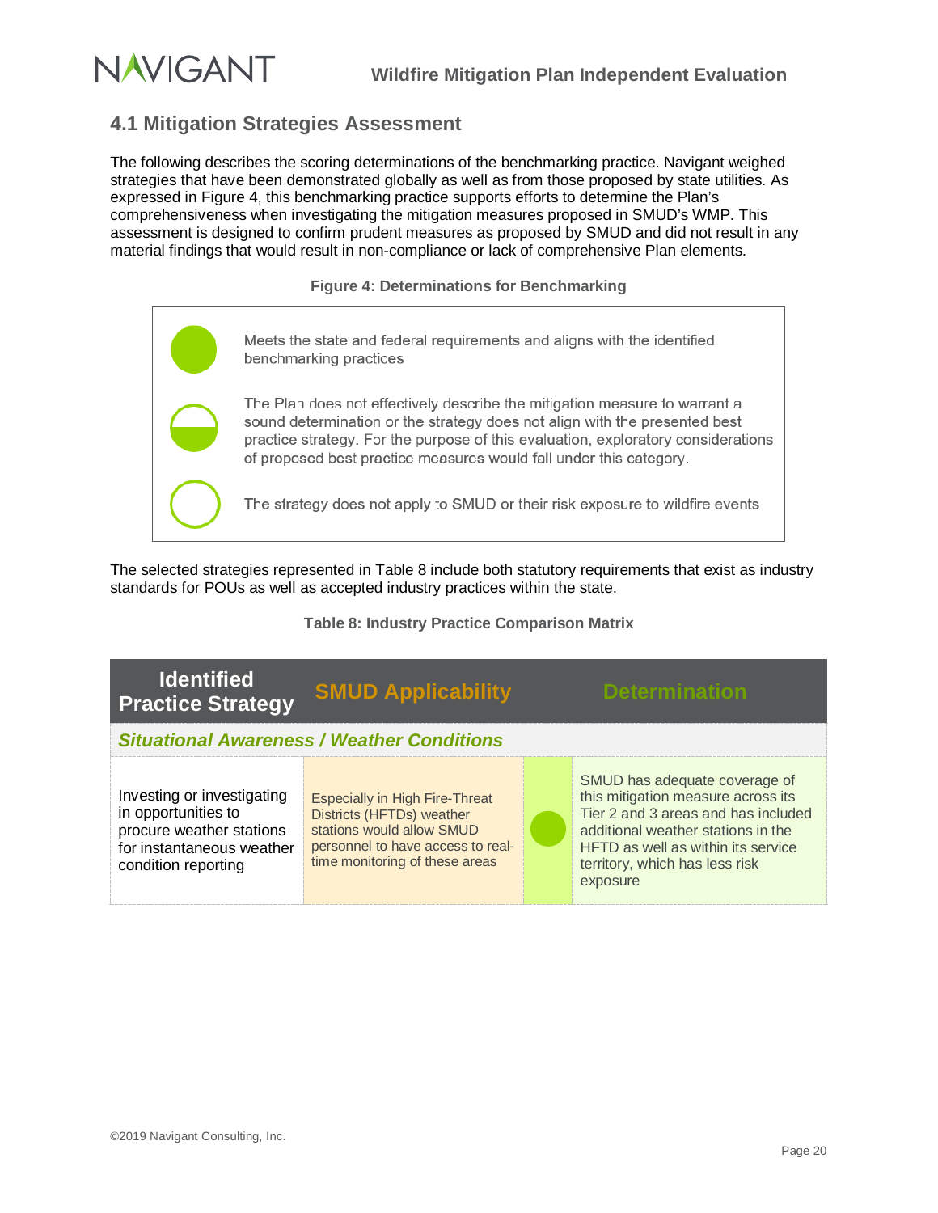## 4.1 Mitigation Strategies Assessment

The following describes the scoring determinations of the benchmarking practice. Navigant weighed strategies that have been demonstrated globally as well as from those proposed by state utilities. As expressed in Figure 4, this benchmarking practice supports efforts to determine the Plan's comprehensiveness when investigating the mitigation measures proposed in SMUD's WMP. This assessment is designed to confirm prudent measures as proposed by SMUD and did not result in any material findings that would result in non-compliance or lack of comprehensive Plan elements.

**Figure 4: Determinations for Benchmarking**

| Symbol | Determination |
|---|---|
| ● (full circle) | Meets the state and federal requirements and aligns with the identified benchmarking practices |
| ◒ (half circle) | The Plan does not effectively describe the mitigation measure to warrant a sound determination or the strategy does not align with the presented best practice strategy. For the purpose of this evaluation, exploratory considerations of proposed best practice measures would fall under this category. |
| ○ (empty circle) | The strategy does not apply to SMUD or their risk exposure to wildfire events |

The selected strategies represented in Table 8 include both statutory requirements that exist as industry standards for POUs as well as accepted industry practices within the state.

**Table 8: Industry Practice Comparison Matrix**

| Identified Practice Strategy | SMUD Applicability | Determination | |
|---|---|---|---|
| ***Situational Awareness / Weather Conditions*** | | | |
| Investing or investigating in opportunities to procure weather stations for instantaneous weather condition reporting | Especially in High Fire-Threat Districts (HFTDs) weather stations would allow SMUD personnel to have access to real-time monitoring of these areas | ● | SMUD has adequate coverage of this mitigation measure across its Tier 2 and 3 areas and has included additional weather stations in the HFTD as well as within its service territory, which has less risk exposure |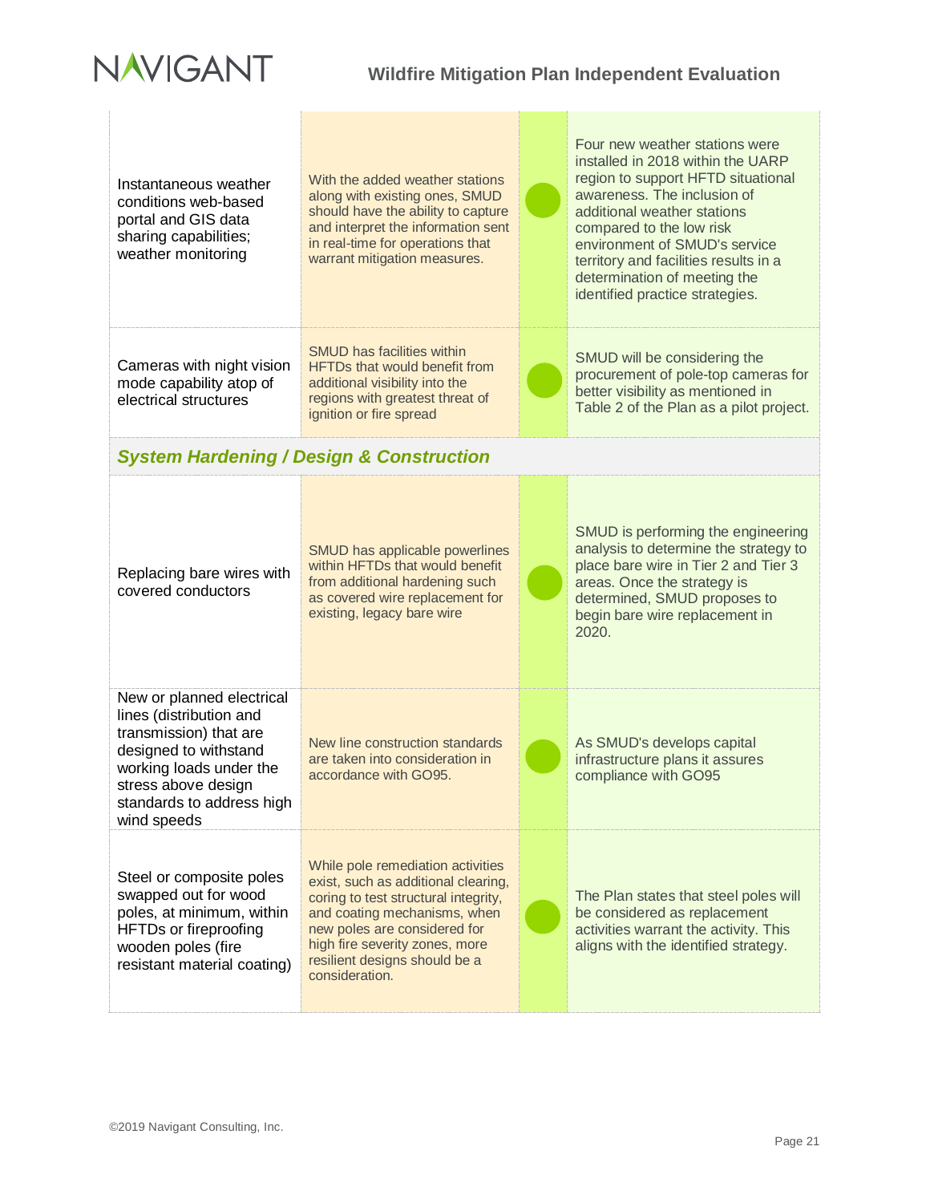| | | | |
|---|---|---|---|
| Instantaneous weather conditions web-based portal and GIS data sharing capabilities; weather monitoring | With the added weather stations along with existing ones, SMUD should have the ability to capture and interpret the information sent in real-time for operations that warrant mitigation measures. | ● | Four new weather stations were installed in 2018 within the UARP region to support HFTD situational awareness. The inclusion of additional weather stations compared to the low risk environment of SMUD's service territory and facilities results in a determination of meeting the identified practice strategies. |
| Cameras with night vision mode capability atop of electrical structures | SMUD has facilities within HFTDs that would benefit from additional visibility into the regions with greatest threat of ignition or fire spread | ● | SMUD will be considering the procurement of pole-top cameras for better visibility as mentioned in Table 2 of the Plan as a pilot project. |
| ***System Hardening / Design & Construction*** | | | |
| Replacing bare wires with covered conductors | SMUD has applicable powerlines within HFTDs that would benefit from additional hardening such as covered wire replacement for existing, legacy bare wire | ● | SMUD is performing the engineering analysis to determine the strategy to place bare wire in Tier 2 and Tier 3 areas. Once the strategy is determined, SMUD proposes to begin bare wire replacement in 2020. |
| New or planned electrical lines (distribution and transmission) that are designed to withstand working loads under the stress above design standards to address high wind speeds | New line construction standards are taken into consideration in accordance with GO95. | ● | As SMUD's develops capital infrastructure plans it assures compliance with GO95 |
| Steel or composite poles swapped out for wood poles, at minimum, within HFTDs or fireproofing wooden poles (fire resistant material coating) | While pole remediation activities exist, such as additional clearing, coring to test structural integrity, and coating mechanisms, when new poles are considered for high fire severity zones, more resilient designs should be a consideration. | ● | The Plan states that steel poles will be considered as replacement activities warrant the activity. This aligns with the identified strategy. |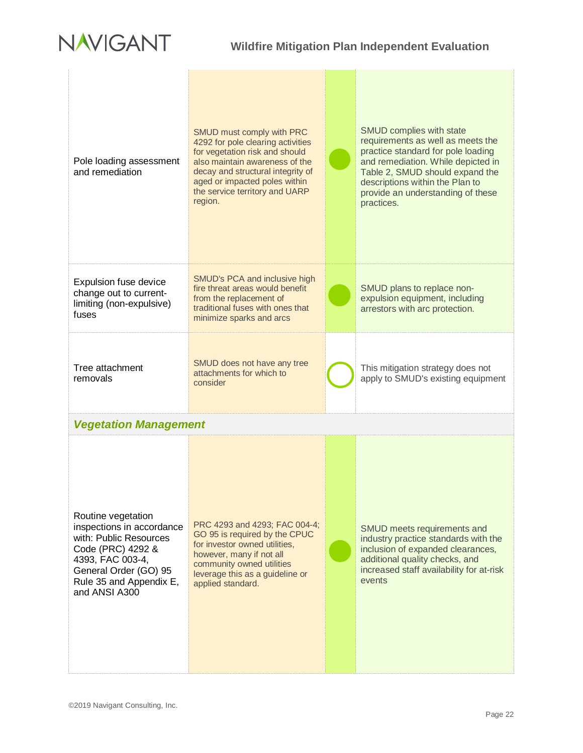| | | | |
|---|---|---|---|
| Pole loading assessment and remediation | SMUD must comply with PRC 4292 for pole clearing activities for vegetation risk and should also maintain awareness of the decay and structural integrity of aged or impacted poles within the service territory and UARP region. | ● | SMUD complies with state requirements as well as meets the practice standard for pole loading and remediation. While depicted in Table 2, SMUD should expand the descriptions within the Plan to provide an understanding of these practices. |
| Expulsion fuse device change out to current-limiting (non-expulsive) fuses | SMUD's PCA and inclusive high fire threat areas would benefit from the replacement of traditional fuses with ones that minimize sparks and arcs | ● | SMUD plans to replace non-expulsion equipment, including arrestors with arc protection. |
| Tree attachment removals | SMUD does not have any tree attachments for which to consider | ○ | This mitigation strategy does not apply to SMUD's existing equipment |
| ***Vegetation Management*** | | | |
| Routine vegetation inspections in accordance with: Public Resources Code (PRC) 4292 & 4393, FAC 003-4, General Order (GO) 95 Rule 35 and Appendix E, and ANSI A300 | PRC 4293 and 4293; FAC 004-4; GO 95 is required by the CPUC for investor owned utilities, however, many if not all community owned utilities leverage this as a guideline or applied standard. | ● | SMUD meets requirements and industry practice standards with the inclusion of expanded clearances, additional quality checks, and increased staff availability for at-risk events |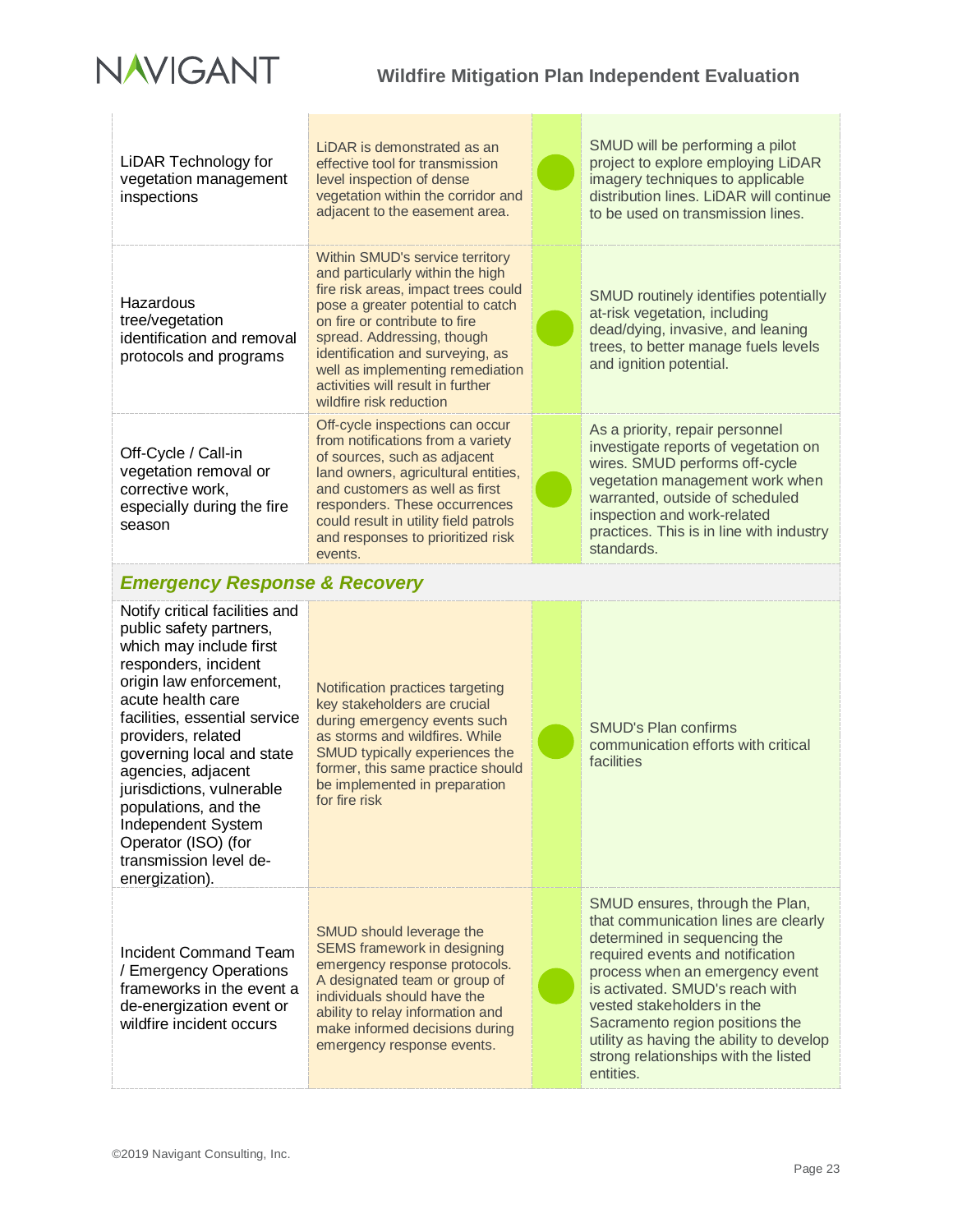| | | | |
|---|---|---|---|
| LiDAR Technology for vegetation management inspections | LiDAR is demonstrated as an effective tool for transmission level inspection of dense vegetation within the corridor and adjacent to the easement area. | ● | SMUD will be performing a pilot project to explore employing LiDAR imagery techniques to applicable distribution lines. LiDAR will continue to be used on transmission lines. |
| Hazardous tree/vegetation identification and removal protocols and programs | Within SMUD's service territory and particularly within the high fire risk areas, impact trees could pose a greater potential to catch on fire or contribute to fire spread. Addressing, though identification and surveying, as well as implementing remediation activities will result in further wildfire risk reduction | ● | SMUD routinely identifies potentially at-risk vegetation, including dead/dying, invasive, and leaning trees, to better manage fuels levels and ignition potential. |
| Off-Cycle / Call-in vegetation removal or corrective work, especially during the fire season | Off-cycle inspections can occur from notifications from a variety of sources, such as adjacent land owners, agricultural entities, and customers as well as first responders. These occurrences could result in utility field patrols and responses to prioritized risk events. | ● | As a priority, repair personnel investigate reports of vegetation on wires. SMUD performs off-cycle vegetation management work when warranted, outside of scheduled inspection and work-related practices. This is in line with industry standards. |
| ***Emergency Response & Recovery*** | | | |
| Notify critical facilities and public safety partners, which may include first responders, incident origin law enforcement, acute health care facilities, essential service providers, related governing local and state agencies, adjacent jurisdictions, vulnerable populations, and the Independent System Operator (ISO) (for transmission level de-energization). | Notification practices targeting key stakeholders are crucial during emergency events such as storms and wildfires. While SMUD typically experiences the former, this same practice should be implemented in preparation for fire risk | ● | SMUD's Plan confirms communication efforts with critical facilities |
| Incident Command Team / Emergency Operations frameworks in the event a de-energization event or wildfire incident occurs | SMUD should leverage the SEMS framework in designing emergency response protocols. A designated team or group of individuals should have the ability to relay information and make informed decisions during emergency response events. | ● | SMUD ensures, through the Plan, that communication lines are clearly determined in sequencing the required events and notification process when an emergency event is activated. SMUD's reach with vested stakeholders in the Sacramento region positions the utility as having the ability to develop strong relationships with the listed entities. |

©2019 Navigant Consulting, Inc.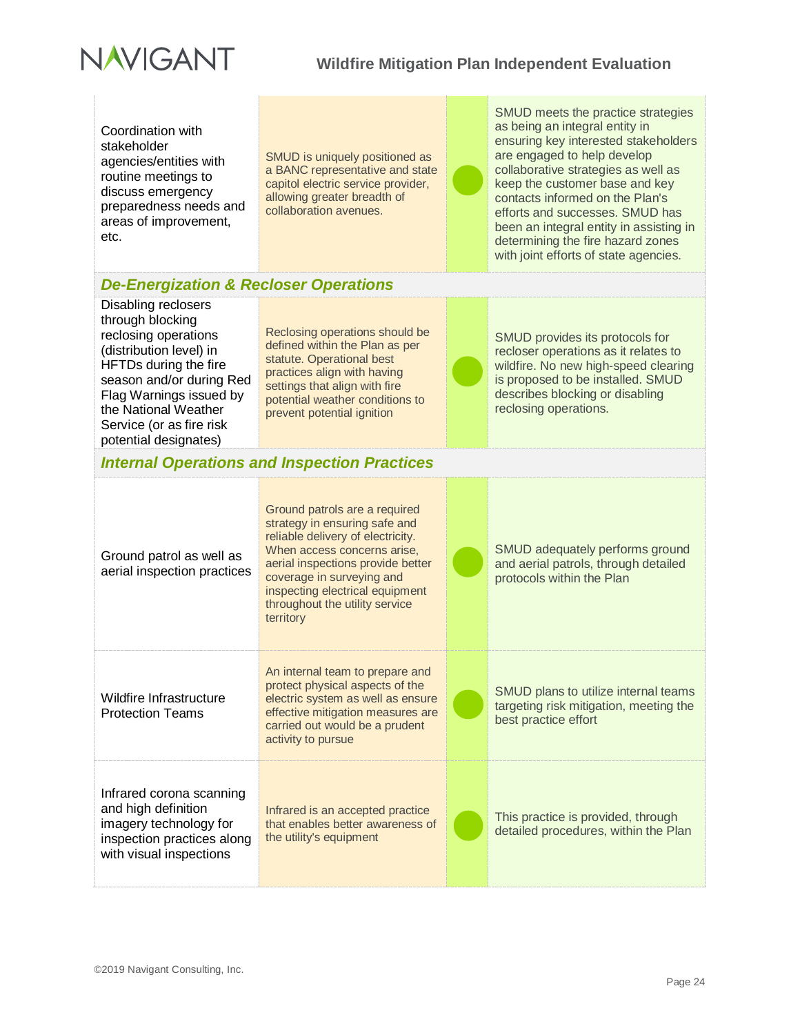| | | | |
|---|---|---|---|
| Coordination with stakeholder agencies/entities with routine meetings to discuss emergency preparedness needs and areas of improvement, etc. | SMUD is uniquely positioned as a BANC representative and state capitol electric service provider, allowing greater breadth of collaboration avenues. | ● | SMUD meets the practice strategies as being an integral entity in ensuring key interested stakeholders are engaged to help develop collaborative strategies as well as keep the customer base and key contacts informed on the Plan's efforts and successes. SMUD has been an integral entity in assisting in determining the fire hazard zones with joint efforts of state agencies. |
| ***De-Energization & Recloser Operations*** | | | |
| Disabling reclosers through blocking reclosing operations (distribution level) in HFTDs during the fire season and/or during Red Flag Warnings issued by the National Weather Service (or as fire risk potential designates) | Reclosing operations should be defined within the Plan as per statute. Operational best practices align with having settings that align with fire potential weather conditions to prevent potential ignition | ● | SMUD provides its protocols for recloser operations as it relates to wildfire. No new high-speed clearing is proposed to be installed. SMUD describes blocking or disabling reclosing operations. |
| ***Internal Operations and Inspection Practices*** | | | |
| Ground patrol as well as aerial inspection practices | Ground patrols are a required strategy in ensuring safe and reliable delivery of electricity. When access concerns arise, aerial inspections provide better coverage in surveying and inspecting electrical equipment throughout the utility service territory | ● | SMUD adequately performs ground and aerial patrols, through detailed protocols within the Plan |
| Wildfire Infrastructure Protection Teams | An internal team to prepare and protect physical aspects of the electric system as well as ensure effective mitigation measures are carried out would be a prudent activity to pursue | ● | SMUD plans to utilize internal teams targeting risk mitigation, meeting the best practice effort |
| Infrared corona scanning and high definition imagery technology for inspection practices along with visual inspections | Infrared is an accepted practice that enables better awareness of the utility's equipment | ● | This practice is provided, through detailed procedures, within the Plan |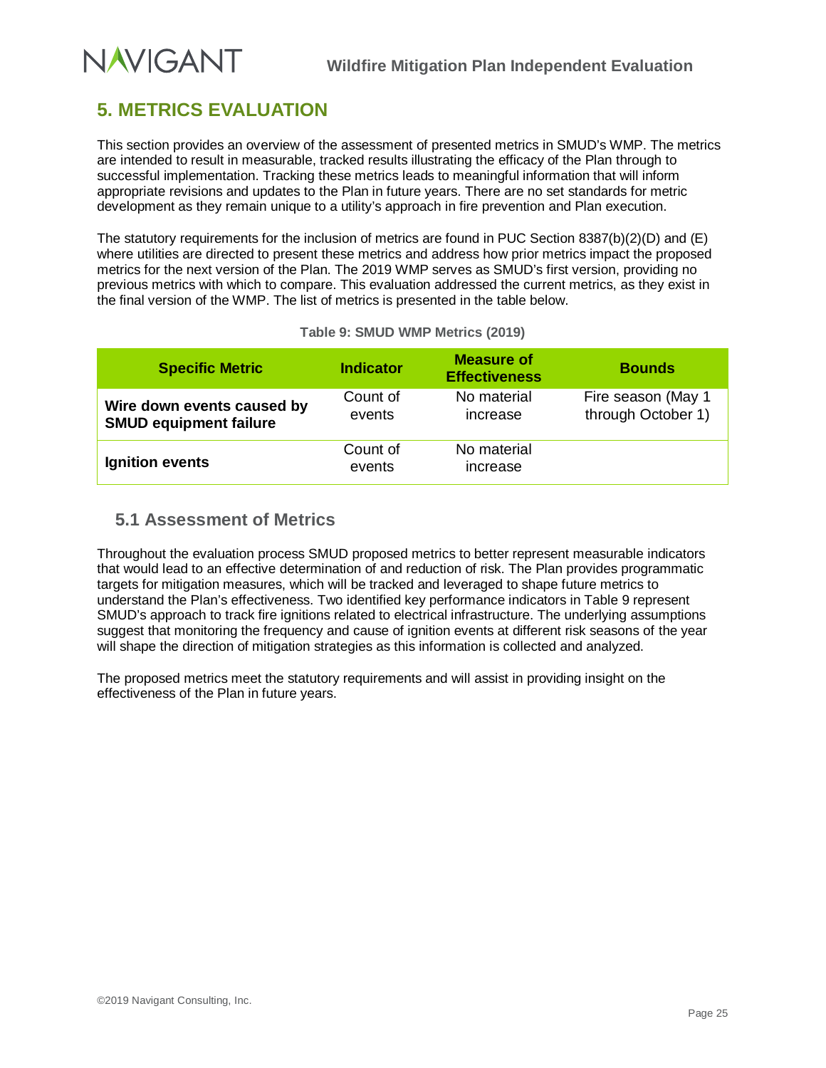## 5. METRICS EVALUATION

This section provides an overview of the assessment of presented metrics in SMUD's WMP. The metrics are intended to result in measurable, tracked results illustrating the efficacy of the Plan through to successful implementation. Tracking these metrics leads to meaningful information that will inform appropriate revisions and updates to the Plan in future years. There are no set standards for metric development as they remain unique to a utility's approach in fire prevention and Plan execution.

The statutory requirements for the inclusion of metrics are found in PUC Section 8387(b)(2)(D) and (E) where utilities are directed to present these metrics and address how prior metrics impact the proposed metrics for the next version of the Plan. The 2019 WMP serves as SMUD's first version, providing no previous metrics with which to compare. This evaluation addressed the current metrics, as they exist in the final version of the WMP. The list of metrics is presented in the table below.

**Table 9: SMUD WMP Metrics (2019)**

| Specific Metric | Indicator | Measure of Effectiveness | Bounds |
|---|---|---|---|
| **Wire down events caused by SMUD equipment failure** | Count of events | No material increase | Fire season (May 1 through October 1) |
| **Ignition events** | Count of events | No material increase | |

### 5.1 Assessment of Metrics

Throughout the evaluation process SMUD proposed metrics to better represent measurable indicators that would lead to an effective determination of and reduction of risk. The Plan provides programmatic targets for mitigation measures, which will be tracked and leveraged to shape future metrics to understand the Plan's effectiveness. Two identified key performance indicators in Table 9 represent SMUD's approach to track fire ignitions related to electrical infrastructure. The underlying assumptions suggest that monitoring the frequency and cause of ignition events at different risk seasons of the year will shape the direction of mitigation strategies as this information is collected and analyzed.

The proposed metrics meet the statutory requirements and will assist in providing insight on the effectiveness of the Plan in future years.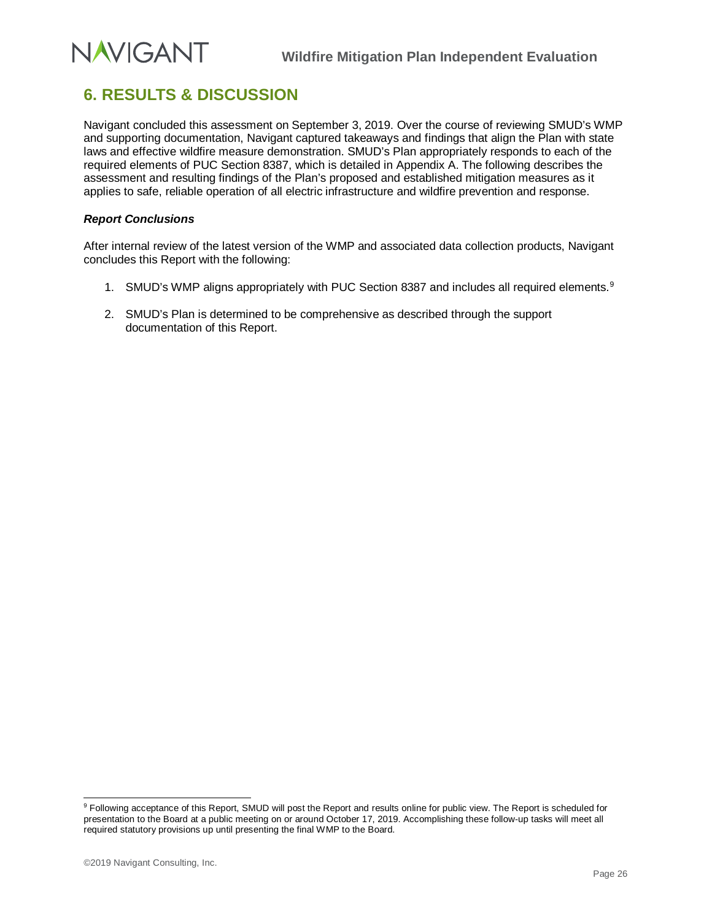## 6. RESULTS & DISCUSSION

Navigant concluded this assessment on September 3, 2019. Over the course of reviewing SMUD's WMP and supporting documentation, Navigant captured takeaways and findings that align the Plan with state laws and effective wildfire measure demonstration. SMUD's Plan appropriately responds to each of the required elements of PUC Section 8387, which is detailed in Appendix A. The following describes the assessment and resulting findings of the Plan's proposed and established mitigation measures as it applies to safe, reliable operation of all electric infrastructure and wildfire prevention and response.

### *Report Conclusions*

After internal review of the latest version of the WMP and associated data collection products, Navigant concludes this Report with the following:

1. SMUD's WMP aligns appropriately with PUC Section 8387 and includes all required elements.[9]
2. SMUD's Plan is determined to be comprehensive as described through the support documentation of this Report.

[9] Following acceptance of this Report, SMUD will post the Report and results online for public view. The Report is scheduled for presentation to the Board at a public meeting on or around October 17, 2019. Accomplishing these follow-up tasks will meet all required statutory provisions up until presenting the final WMP to the Board.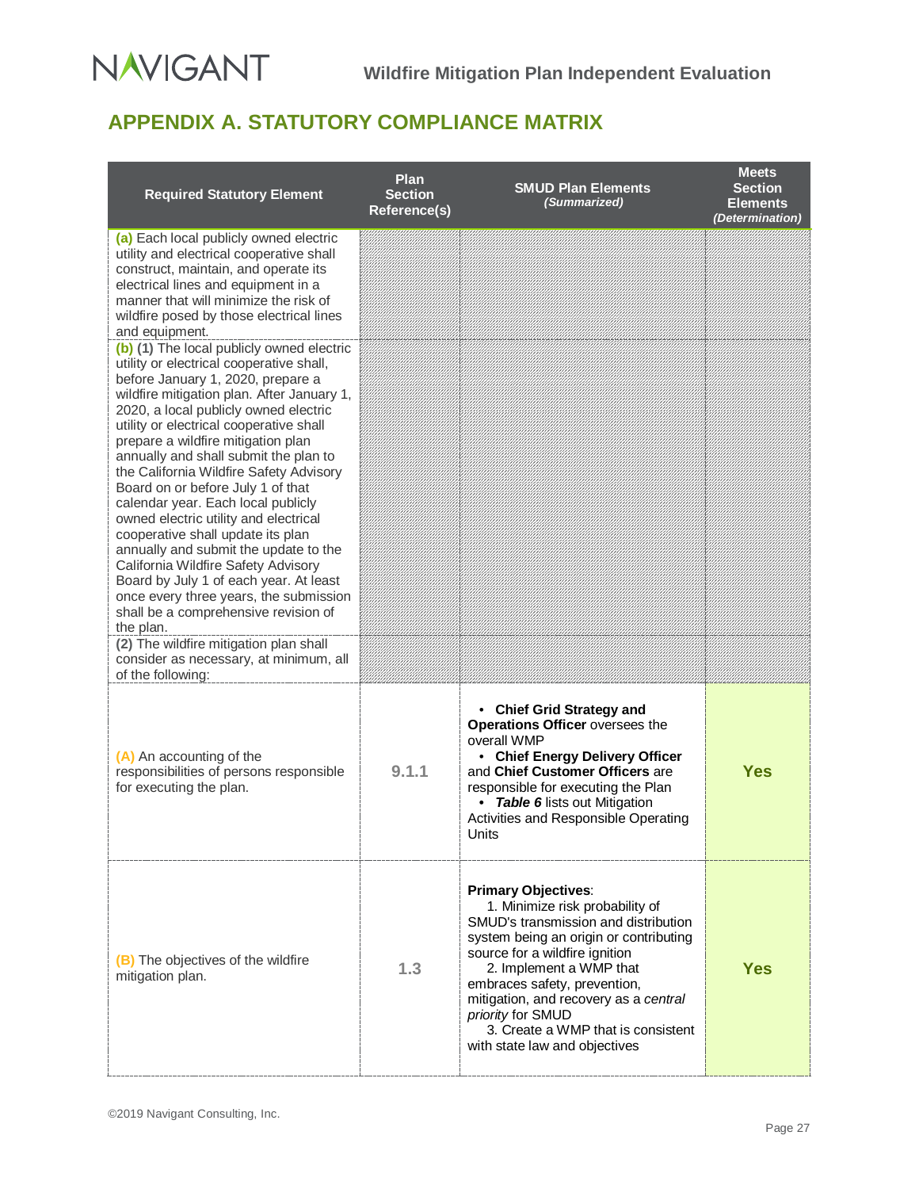# APPENDIX A. STATUTORY COMPLIANCE MATRIX

| Required Statutory Element | Plan Section Reference(s) | SMUD Plan Elements *(Summarized)* | Meets Section Elements *(Determination)* |
|---|---|---|---|
| **(a)** Each local publicly owned electric utility and electrical cooperative shall construct, maintain, and operate its electrical lines and equipment in a manner that will minimize the risk of wildfire posed by those electrical lines and equipment. | | | |
| **(b)** **(1)** The local publicly owned electric utility or electrical cooperative shall, before January 1, 2020, prepare a wildfire mitigation plan. After January 1, 2020, a local publicly owned electric utility or electrical cooperative shall prepare a wildfire mitigation plan annually and shall submit the plan to the California Wildfire Safety Advisory Board on or before July 1 of that calendar year. Each local publicly owned electric utility and electrical cooperative shall update its plan annually and submit the update to the California Wildfire Safety Advisory Board by July 1 of each year. At least once every three years, the submission shall be a comprehensive revision of the plan. | | | |
| **(2)** The wildfire mitigation plan shall consider as necessary, at minimum, all of the following: | | | |
| **(A)** An accounting of the responsibilities of persons responsible for executing the plan. | **9.1.1** | • **Chief Grid Strategy and Operations Officer** oversees the overall WMP<br>• **Chief Energy Delivery Officer** and **Chief Customer Officers** are responsible for executing the Plan<br>• ***Table 6*** lists out Mitigation Activities and Responsible Operating Units | **Yes** |
| **(B)** The objectives of the wildfire mitigation plan. | **1.3** | **Primary Objectives**:<br>1. Minimize risk probability of SMUD's transmission and distribution system being an origin or contributing source for a wildfire ignition<br>2. Implement a WMP that embraces safety, prevention, mitigation, and recovery as a *central priority* for SMUD<br>3. Create a WMP that is consistent with state law and objectives | **Yes** |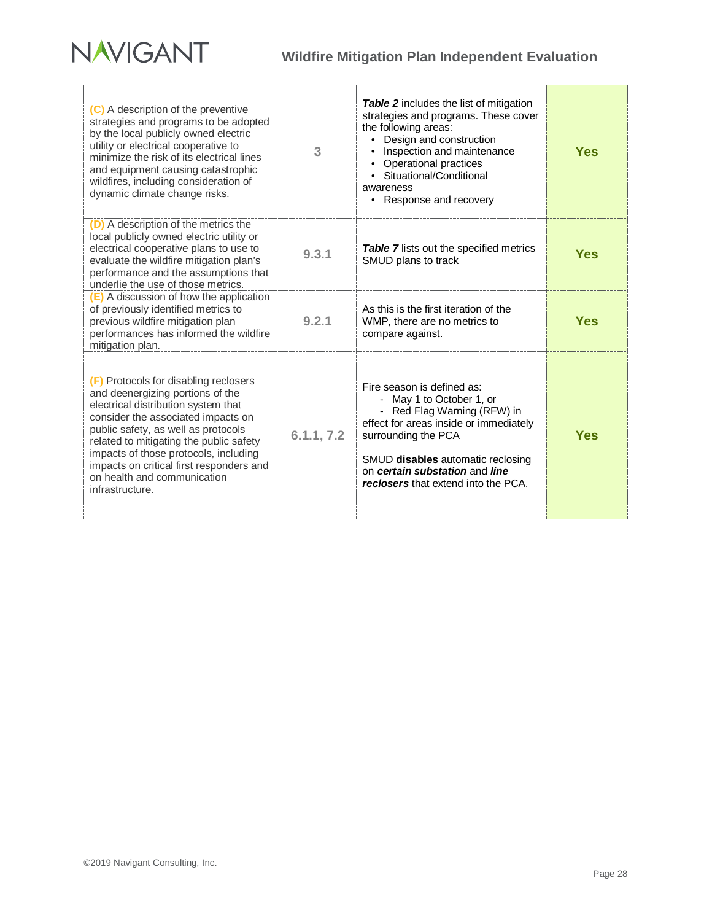| | | | |
|---|---|---|---|
| **(C)** A description of the preventive strategies and programs to be adopted by the local publicly owned electric utility or electrical cooperative to minimize the risk of its electrical lines and equipment causing catastrophic wildfires, including consideration of dynamic climate change risks. | **3** | ***Table 2*** includes the list of mitigation strategies and programs. These cover the following areas:<br>• Design and construction<br>• Inspection and maintenance<br>• Operational practices<br>• Situational/Conditional awareness<br>• Response and recovery | **Yes** |
| **(D)** A description of the metrics the local publicly owned electric utility or electrical cooperative plans to use to evaluate the wildfire mitigation plan's performance and the assumptions that underlie the use of those metrics. | **9.3.1** | ***Table 7*** lists out the specified metrics SMUD plans to track | **Yes** |
| **(E)** A discussion of how the application of previously identified metrics to previous wildfire mitigation plan performances has informed the wildfire mitigation plan. | **9.2.1** | As this is the first iteration of the WMP, there are no metrics to compare against. | **Yes** |
| **(F)** Protocols for disabling reclosers and deenergizing portions of the electrical distribution system that consider the associated impacts on public safety, as well as protocols related to mitigating the public safety impacts of those protocols, including impacts on critical first responders and on health and communication infrastructure. | **6.1.1, 7.2** | Fire season is defined as:<br>- May 1 to October 1, or<br>- Red Flag Warning (RFW) in effect for areas inside or immediately surrounding the PCA<br><br>SMUD **disables** automatic reclosing on ***certain substation*** and ***line reclosers*** that extend into the PCA. | **Yes** |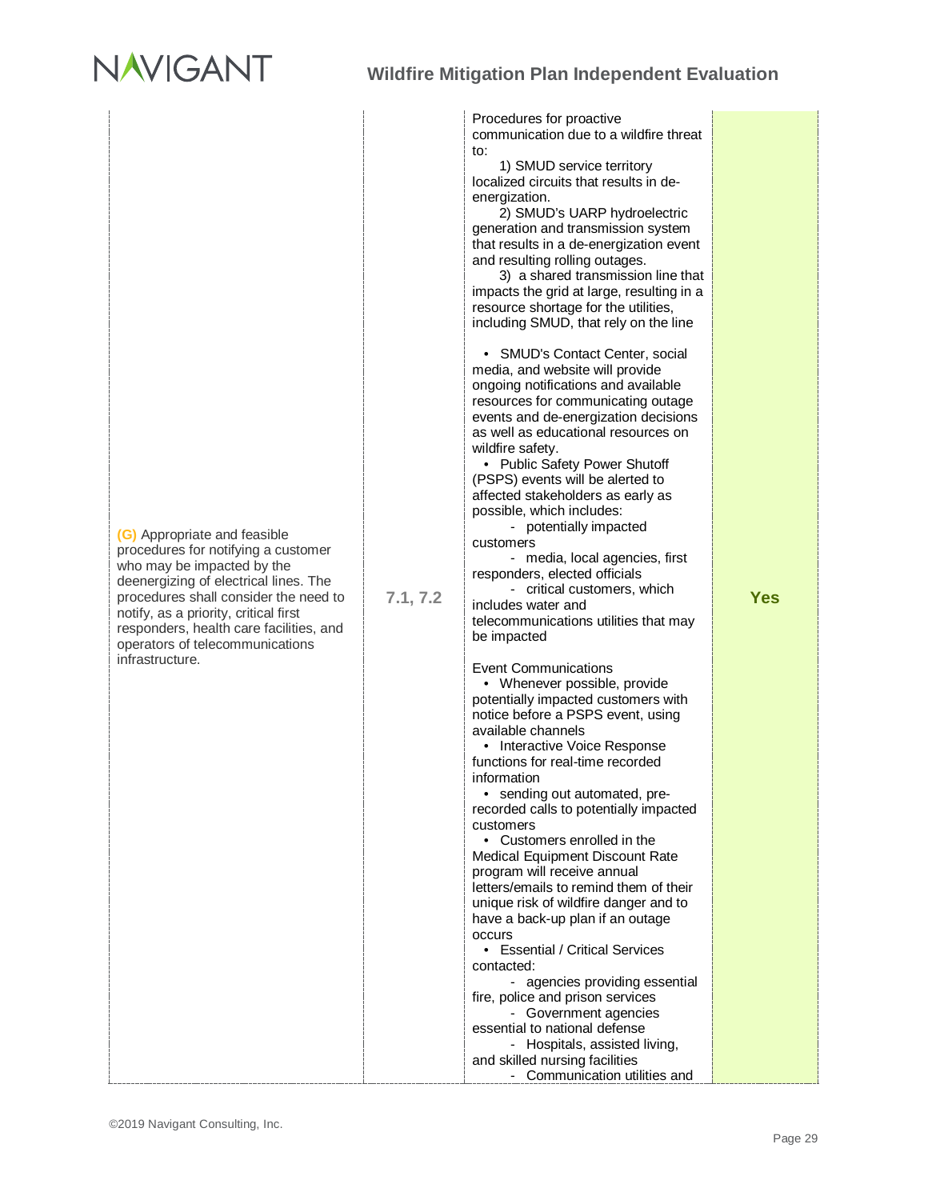| | | | |
|---|---|---|---|
| **(G)** Appropriate and feasible procedures for notifying a customer who may be impacted by the deenergizing of electrical lines. The procedures shall consider the need to notify, as a priority, critical first responders, health care facilities, and operators of telecommunications infrastructure. | **7.1, 7.2** | Procedures for proactive communication due to a wildfire threat to:<br>1) SMUD service territory localized circuits that results in de-energization.<br>2) SMUD's UARP hydroelectric generation and transmission system that results in a de-energization event and resulting rolling outages.<br>3) a shared transmission line that impacts the grid at large, resulting in a resource shortage for the utilities, including SMUD, that rely on the line<br><br>• SMUD's Contact Center, social media, and website will provide ongoing notifications and available resources for communicating outage events and de-energization decisions as well as educational resources on wildfire safety.<br>• Public Safety Power Shutoff (PSPS) events will be alerted to affected stakeholders as early as possible, which includes:<br>- potentially impacted customers<br>- media, local agencies, first responders, elected officials<br>- critical customers, which includes water and telecommunications utilities that may be impacted<br><br>Event Communications<br>• Whenever possible, provide potentially impacted customers with notice before a PSPS event, using available channels<br>• Interactive Voice Response functions for real-time recorded information<br>• sending out automated, pre-recorded calls to potentially impacted customers<br>• Customers enrolled in the Medical Equipment Discount Rate program will receive annual letters/emails to remind them of their unique risk of wildfire danger and to have a back-up plan if an outage occurs<br>• Essential / Critical Services contacted:<br>- agencies providing essential fire, police and prison services<br>- Government agencies essential to national defense<br>- Hospitals, assisted living, and skilled nursing facilities<br>- Communication utilities and | **Yes** |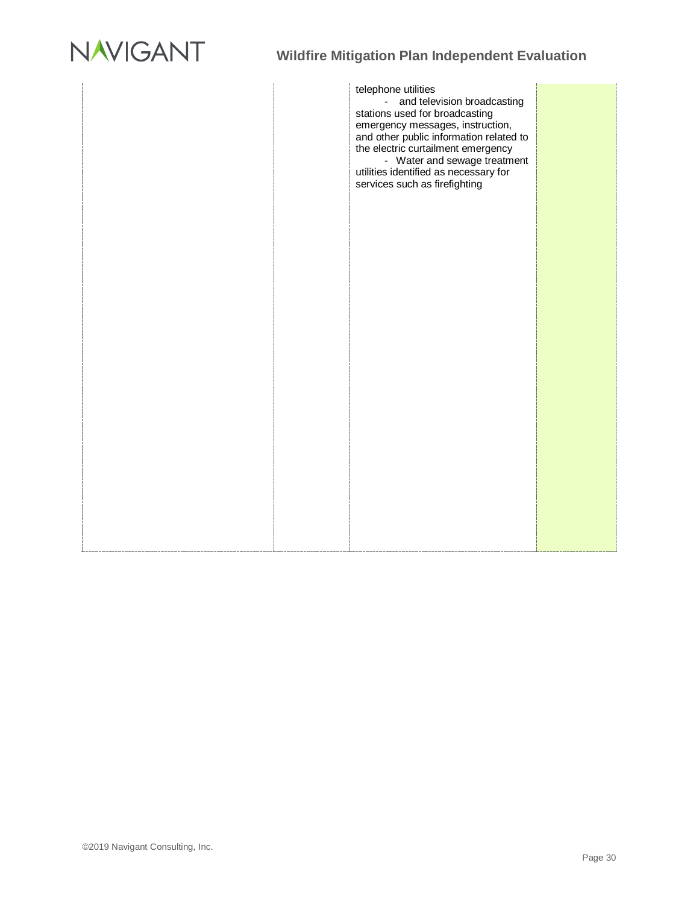|  |  | telephone utilities<br>- and television broadcasting stations used for broadcasting emergency messages, instruction, and other public information related to the electric curtailment emergency<br>- Water and sewage treatment utilities identified as necessary for services such as firefighting |  |
|---|---|---|---|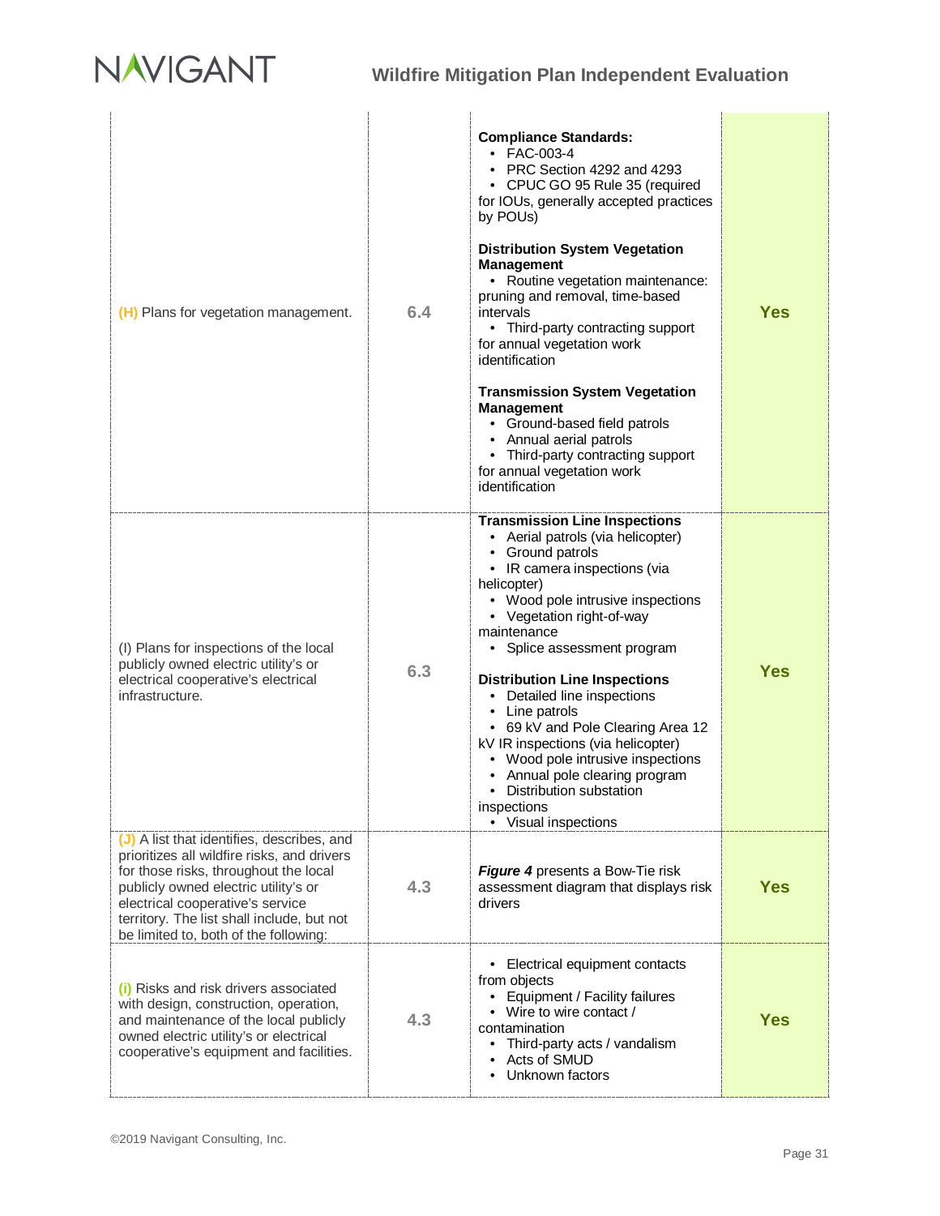| | | | |
|---|---|---|---|
| (H) Plans for vegetation management. | 6.4 | **Compliance Standards:**<br>• FAC-003-4<br>• PRC Section 4292 and 4293<br>• CPUC GO 95 Rule 35 (required for IOUs, generally accepted practices by POUs)<br><br>**Distribution System Vegetation Management**<br>• Routine vegetation maintenance: pruning and removal, time-based intervals<br>• Third-party contracting support for annual vegetation work identification<br><br>**Transmission System Vegetation Management**<br>• Ground-based field patrols<br>• Annual aerial patrols<br>• Third-party contracting support for annual vegetation work identification | Yes |
| (I) Plans for inspections of the local publicly owned electric utility's or electrical cooperative's electrical infrastructure. | 6.3 | **Transmission Line Inspections**<br>• Aerial patrols (via helicopter)<br>• Ground patrols<br>• IR camera inspections (via helicopter)<br>• Wood pole intrusive inspections<br>• Vegetation right-of-way maintenance<br>• Splice assessment program<br><br>**Distribution Line Inspections**<br>• Detailed line inspections<br>• Line patrols<br>• 69 kV and Pole Clearing Area 12 kV IR inspections (via helicopter)<br>• Wood pole intrusive inspections<br>• Annual pole clearing program<br>• Distribution substation inspections<br>• Visual inspections | Yes |
| (J) A list that identifies, describes, and prioritizes all wildfire risks, and drivers for those risks, throughout the local publicly owned electric utility's or electrical cooperative's service territory. The list shall include, but not be limited to, both of the following: | 4.3 | ***Figure 4*** presents a Bow-Tie risk assessment diagram that displays risk drivers | Yes |
| (i) Risks and risk drivers associated with design, construction, operation, and maintenance of the local publicly owned electric utility's or electrical cooperative's equipment and facilities. | 4.3 | • Electrical equipment contacts from objects<br>• Equipment / Facility failures<br>• Wire to wire contact / contamination<br>• Third-party acts / vandalism<br>• Acts of SMUD<br>• Unknown factors | Yes |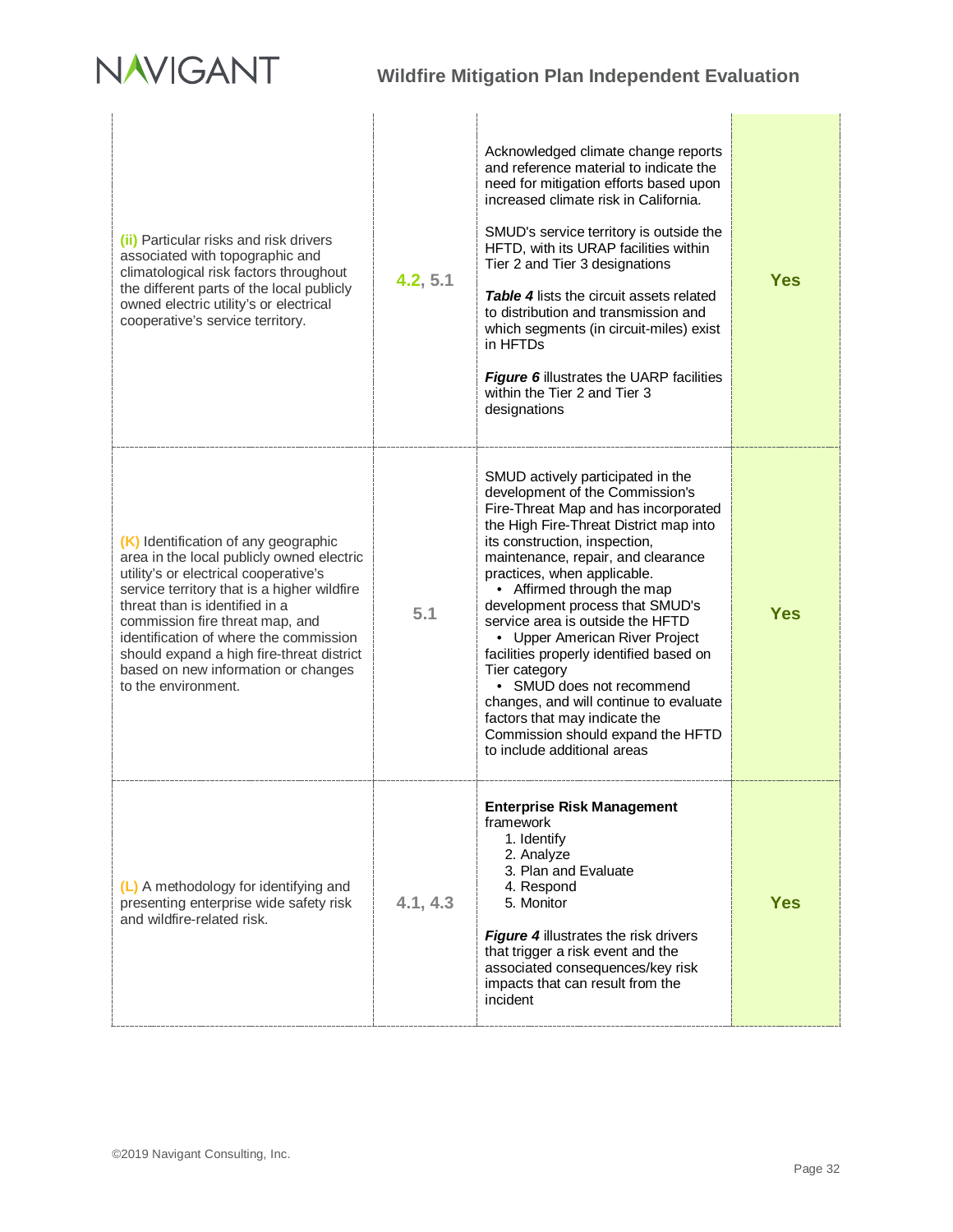| | | | |
|---|---|---|---|
| **(ii)** Particular risks and risk drivers associated with topographic and climatological risk factors throughout the different parts of the local publicly owned electric utility's or electrical cooperative's service territory. | 4.2, 5.1 | Acknowledged climate change reports and reference material to indicate the need for mitigation efforts based upon increased climate risk in California.<br><br>SMUD's service territory is outside the HFTD, with its URAP facilities within Tier 2 and Tier 3 designations<br><br>***Table 4*** lists the circuit assets related to distribution and transmission and which segments (in circuit-miles) exist in HFTDs<br><br>***Figure 6*** illustrates the UARP facilities within the Tier 2 and Tier 3 designations | **Yes** |
| **(K)** Identification of any geographic area in the local publicly owned electric utility's or electrical cooperative's service territory that is a higher wildfire threat than is identified in a commission fire threat map, and identification of where the commission should expand a high fire-threat district based on new information or changes to the environment. | 5.1 | SMUD actively participated in the development of the Commission's Fire-Threat Map and has incorporated the High Fire-Threat District map into its construction, inspection, maintenance, repair, and clearance practices, when applicable.<br>• Affirmed through the map development process that SMUD's service area is outside the HFTD<br>• Upper American River Project facilities properly identified based on Tier category<br>• SMUD does not recommend changes, and will continue to evaluate factors that may indicate the Commission should expand the HFTD to include additional areas | **Yes** |
| **(L)** A methodology for identifying and presenting enterprise wide safety risk and wildfire-related risk. | 4.1, 4.3 | **Enterprise Risk Management** framework<br>1. Identify<br>2. Analyze<br>3. Plan and Evaluate<br>4. Respond<br>5. Monitor<br><br>***Figure 4*** illustrates the risk drivers that trigger a risk event and the associated consequences/key risk impacts that can result from the incident | **Yes** |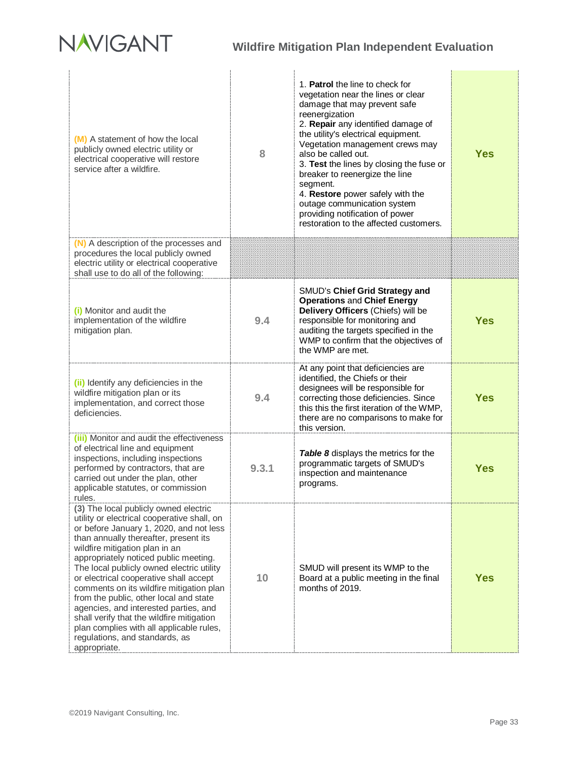| | | | |
|---|---|---|---|
| (M) A statement of how the local publicly owned electric utility or electrical cooperative will restore service after a wildfire. | 8 | 1. **Patrol** the line to check for vegetation near the lines or clear damage that may prevent safe reenergization<br>2. **Repair** any identified damage of the utility's electrical equipment. Vegetation management crews may also be called out.<br>3. **Test** the lines by closing the fuse or breaker to reenergize the line segment.<br>4. **Restore** power safely with the outage communication system providing notification of power restoration to the affected customers. | **Yes** |
| (N) A description of the processes and procedures the local publicly owned electric utility or electrical cooperative shall use to do all of the following: | | | |
| (i) Monitor and audit the implementation of the wildfire mitigation plan. | 9.4 | SMUD's **Chief Grid Strategy and Operations** and **Chief Energy Delivery Officers** (Chiefs) will be responsible for monitoring and auditing the targets specified in the WMP to confirm that the objectives of the WMP are met. | **Yes** |
| (ii) Identify any deficiencies in the wildfire mitigation plan or its implementation, and correct those deficiencies. | 9.4 | At any point that deficiencies are identified, the Chiefs or their designees will be responsible for correcting those deficiencies. Since this this the first iteration of the WMP, there are no comparisons to make for this version. | **Yes** |
| (iii) Monitor and audit the effectiveness of electrical line and equipment inspections, including inspections performed by contractors, that are carried out under the plan, other applicable statutes, or commission rules. | 9.3.1 | ***Table 8*** displays the metrics for the programmatic targets of SMUD's inspection and maintenance programs. | **Yes** |
| **(3)** The local publicly owned electric utility or electrical cooperative shall, on or before January 1, 2020, and not less than annually thereafter, present its wildfire mitigation plan in an appropriately noticed public meeting. The local publicly owned electric utility or electrical cooperative shall accept comments on its wildfire mitigation plan from the public, other local and state agencies, and interested parties, and shall verify that the wildfire mitigation plan complies with all applicable rules, regulations, and standards, as appropriate. | 10 | SMUD will present its WMP to the Board at a public meeting in the final months of 2019. | **Yes** |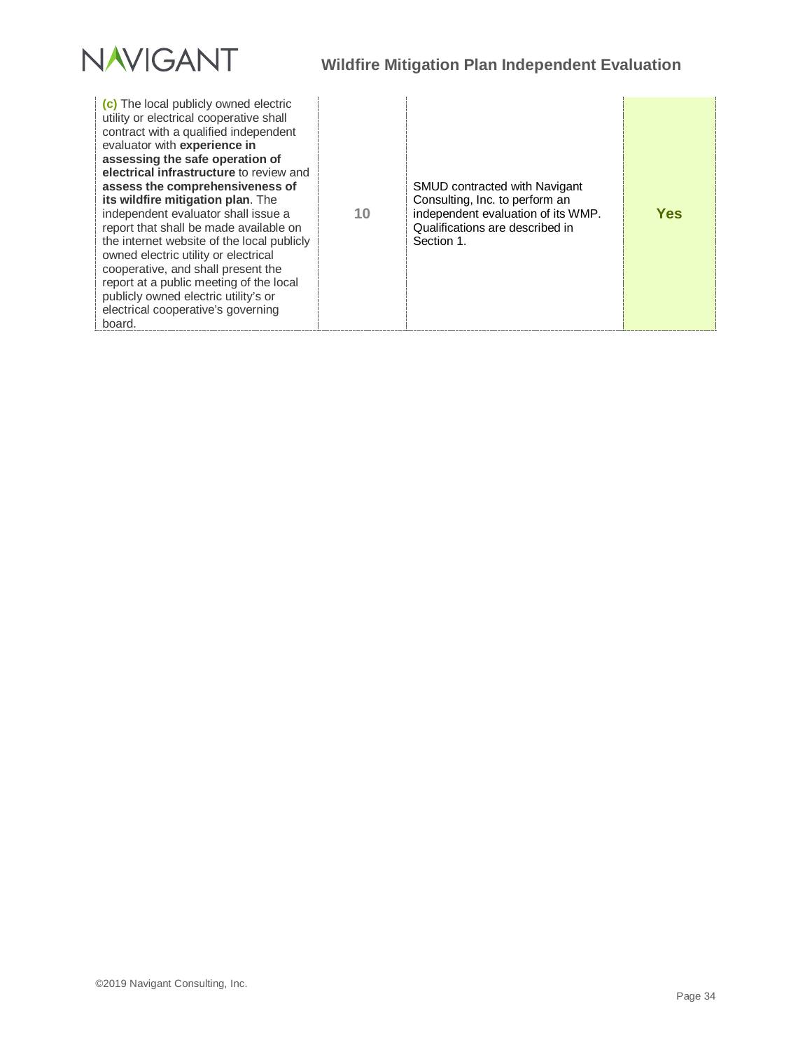| | | | |
|---|---|---|---|
| **(c)** The local publicly owned electric utility or electrical cooperative shall contract with a qualified independent evaluator with **experience in assessing the safe operation of electrical infrastructure** to review and **assess the comprehensiveness of its wildfire mitigation plan**. The independent evaluator shall issue a report that shall be made available on the internet website of the local publicly owned electric utility or electrical cooperative, and shall present the report at a public meeting of the local publicly owned electric utility's or electrical cooperative's governing board. | 10 | SMUD contracted with Navigant Consulting, Inc. to perform an independent evaluation of its WMP. Qualifications are described in Section 1. | **Yes** |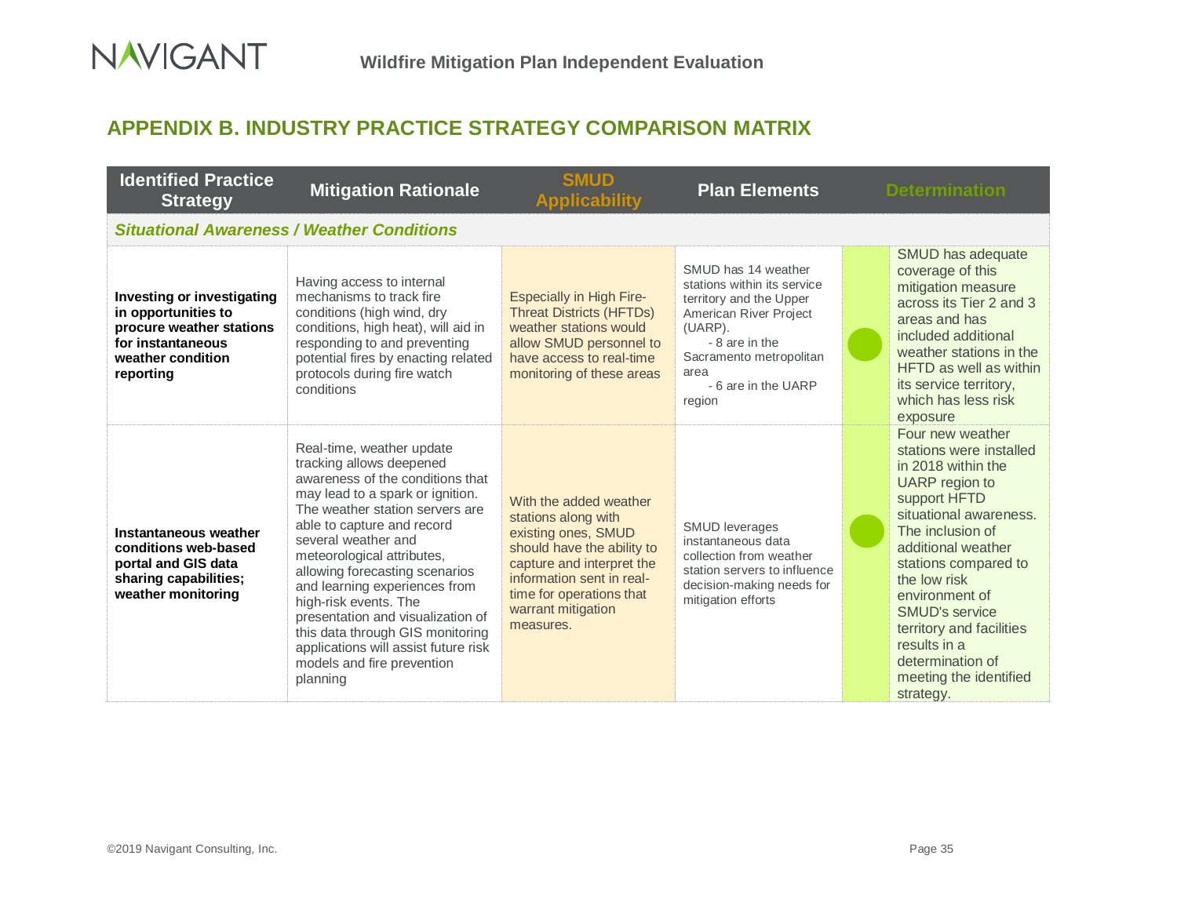## APPENDIX B. INDUSTRY PRACTICE STRATEGY COMPARISON MATRIX

| Identified Practice Strategy | Mitigation Rationale | SMUD Applicability | Plan Elements | Determination | |
|---|---|---|---|---|---|
| ***Situational Awareness / Weather Conditions*** | | | | | |
| **Investing or investigating in opportunities to procure weather stations for instantaneous weather condition reporting** | Having access to internal mechanisms to track fire conditions (high wind, dry conditions, high heat), will aid in responding to and preventing potential fires by enacting related protocols during fire watch conditions | Especially in High Fire-Threat Districts (HFTDs) weather stations would allow SMUD personnel to have access to real-time monitoring of these areas | SMUD has 14 weather stations within its service territory and the Upper American River Project (UARP).<br>- 8 are in the Sacramento metropolitan area<br>- 6 are in the UARP region | ● | SMUD has adequate coverage of this mitigation measure across its Tier 2 and 3 areas and has included additional weather stations in the HFTD as well as within its service territory, which has less risk exposure |
| **Instantaneous weather conditions web-based portal and GIS data sharing capabilities; weather monitoring** | Real-time, weather update tracking allows deepened awareness of the conditions that may lead to a spark or ignition. The weather station servers are able to capture and record several weather and meteorological attributes, allowing forecasting scenarios and learning experiences from high-risk events. The presentation and visualization of this data through GIS monitoring applications will assist future risk models and fire prevention planning | With the added weather stations along with existing ones, SMUD should have the ability to capture and interpret the information sent in real-time for operations that warrant mitigation measures. | SMUD leverages instantaneous data collection from weather station servers to influence decision-making needs for mitigation efforts | ● | Four new weather stations were installed in 2018 within the UARP region to support HFTD situational awareness. The inclusion of additional weather stations compared to the low risk environment of SMUD's service territory and facilities results in a determination of meeting the identified strategy. |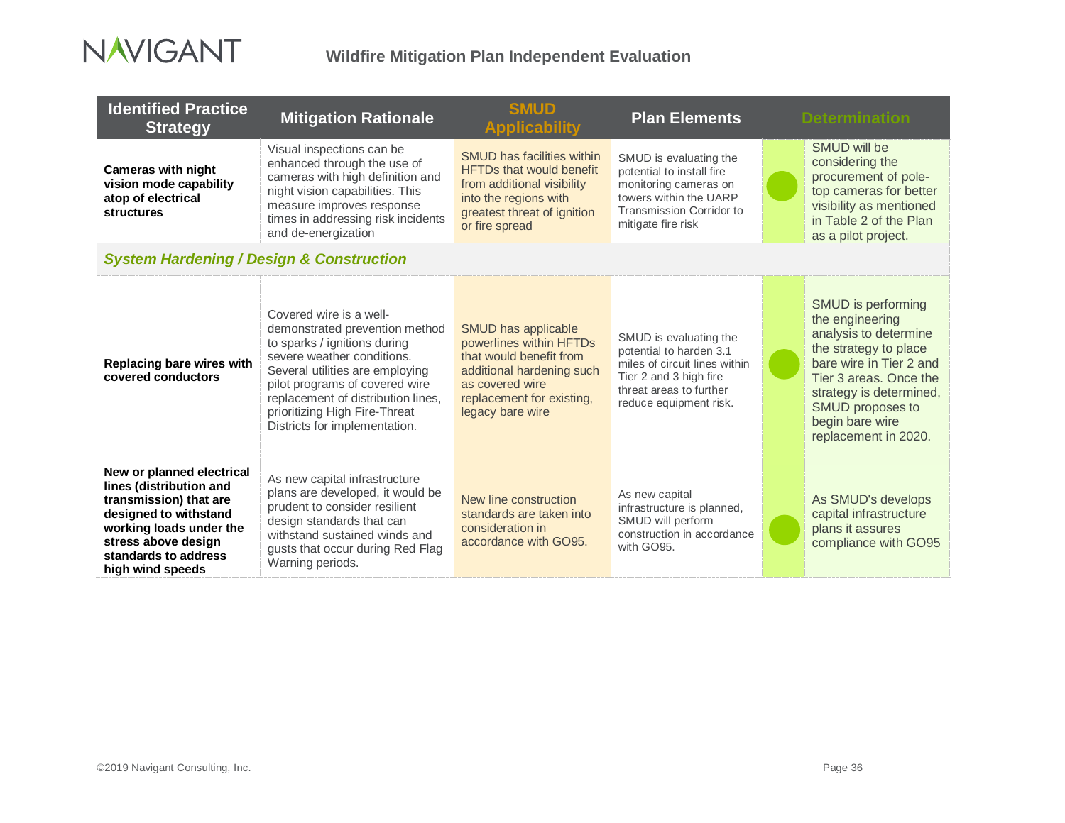| Identified Practice Strategy | Mitigation Rationale | SMUD Applicability | Plan Elements | Determination | |
|---|---|---|---|---|---|
| **Cameras with night vision mode capability atop of electrical structures** | Visual inspections can be enhanced through the use of cameras with high definition and night vision capabilities. This measure improves response times in addressing risk incidents and de-energization | SMUD has facilities within HFTDs that would benefit from additional visibility into the regions with greatest threat of ignition or fire spread | SMUD is evaluating the potential to install fire monitoring cameras on towers within the UARP Transmission Corridor to mitigate fire risk | ● | SMUD will be considering the procurement of pole-top cameras for better visibility as mentioned in Table 2 of the Plan as a pilot project. |
| ***System Hardening / Design & Construction*** | | | | | |
| **Replacing bare wires with covered conductors** | Covered wire is a well-demonstrated prevention method to sparks / ignitions during severe weather conditions. Several utilities are employing pilot programs of covered wire replacement of distribution lines, prioritizing High Fire-Threat Districts for implementation. | SMUD has applicable powerlines within HFTDs that would benefit from additional hardening such as covered wire replacement for existing, legacy bare wire | SMUD is evaluating the potential to harden 3.1 miles of circuit lines within Tier 2 and 3 high fire threat areas to further reduce equipment risk. | ● | SMUD is performing the engineering analysis to determine the strategy to place bare wire in Tier 2 and Tier 3 areas. Once the strategy is determined, SMUD proposes to begin bare wire replacement in 2020. |
| **New or planned electrical lines (distribution and transmission) that are designed to withstand working loads under the stress above design standards to address high wind speeds** | As new capital infrastructure plans are developed, it would be prudent to consider resilient design standards that can withstand sustained winds and gusts that occur during Red Flag Warning periods. | New line construction standards are taken into consideration in accordance with GO95. | As new capital infrastructure is planned, SMUD will perform construction in accordance with GO95. | ● | As SMUD's develops capital infrastructure plans it assures compliance with GO95 |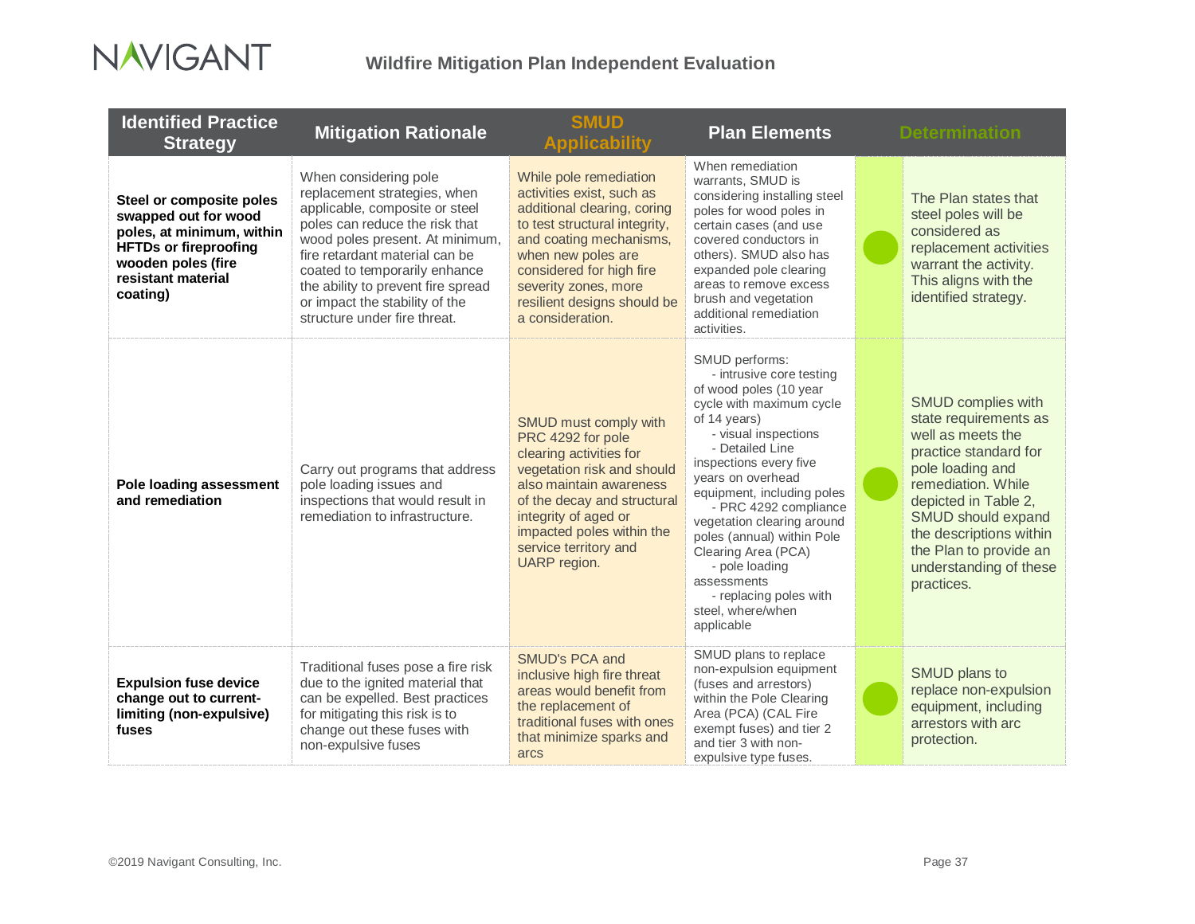| Identified Practice Strategy | Mitigation Rationale | SMUD Applicability | Plan Elements | Determination | |
|---|---|---|---|---|---|
| **Steel or composite poles swapped out for wood poles, at minimum, within HFTDs or fireproofing wooden poles (fire resistant material coating)** | When considering pole replacement strategies, when applicable, composite or steel poles can reduce the risk that wood poles present. At minimum, fire retardant material can be coated to temporarily enhance the ability to prevent fire spread or impact the stability of the structure under fire threat. | While pole remediation activities exist, such as additional clearing, coring to test structural integrity, and coating mechanisms, when new poles are considered for high fire severity zones, more resilient designs should be a consideration. | When remediation warrants, SMUD is considering installing steel poles for wood poles in certain cases (and use covered conductors in others). SMUD also has expanded pole clearing areas to remove excess brush and vegetation additional remediation activities. | ● | The Plan states that steel poles will be considered as replacement activities warrant the activity. This aligns with the identified strategy. |
| **Pole loading assessment and remediation** | Carry out programs that address pole loading issues and inspections that would result in remediation to infrastructure. | SMUD must comply with PRC 4292 for pole clearing activities for vegetation risk and should also maintain awareness of the decay and structural integrity of aged or impacted poles within the service territory and UARP region. | SMUD performs:<br>- intrusive core testing of wood poles (10 year cycle with maximum cycle of 14 years)<br>- visual inspections<br>- Detailed Line inspections every five years on overhead equipment, including poles<br>- PRC 4292 compliance vegetation clearing around poles (annual) within Pole Clearing Area (PCA)<br>- pole loading assessments<br>- replacing poles with steel, where/when applicable | ● | SMUD complies with state requirements as well as meets the practice standard for pole loading and remediation. While depicted in Table 2, SMUD should expand the descriptions within the Plan to provide an understanding of these practices. |
| **Expulsion fuse device change out to current-limiting (non-expulsive) fuses** | Traditional fuses pose a fire risk due to the ignited material that can be expelled. Best practices for mitigating this risk is to change out these fuses with non-expulsive fuses | SMUD's PCA and inclusive high fire threat areas would benefit from the replacement of traditional fuses with ones that minimize sparks and arcs | SMUD plans to replace non-expulsion equipment (fuses and arrestors) within the Pole Clearing Area (PCA) (CAL Fire exempt fuses) and tier 2 and tier 3 with non-expulsive type fuses. | ● | SMUD plans to replace non-expulsion equipment, including arrestors with arc protection. |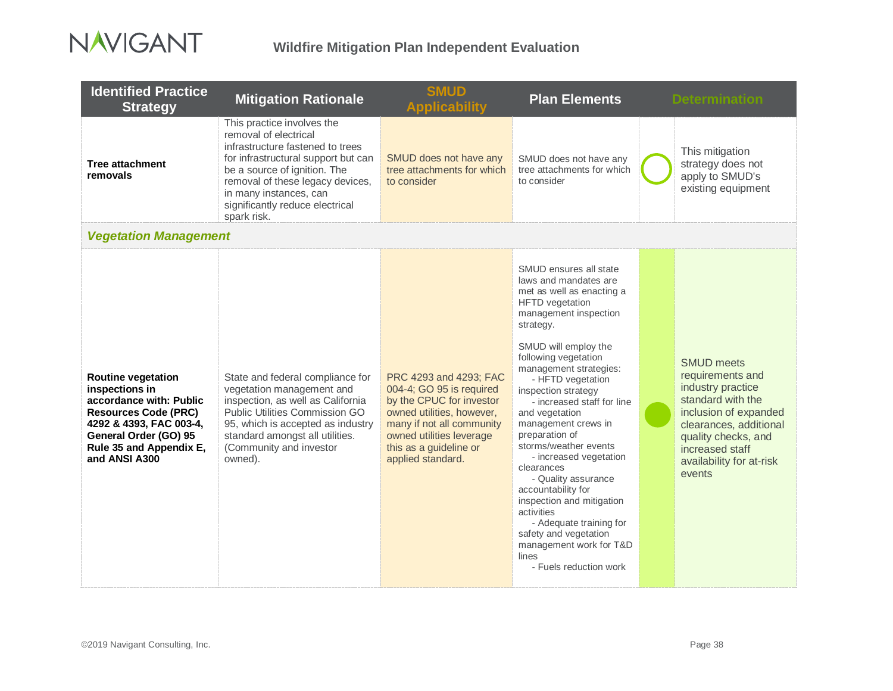| Identified Practice Strategy | Mitigation Rationale | SMUD Applicability | Plan Elements | Determination | |
|---|---|---|---|---|---|
| **Tree attachment removals** | This practice involves the removal of electrical infrastructure fastened to trees for infrastructural support but can be a source of ignition. The removal of these legacy devices, in many instances, can significantly reduce electrical spark risk. | SMUD does not have any tree attachments for which to consider | SMUD does not have any tree attachments for which to consider | ○ | This mitigation strategy does not apply to SMUD's existing equipment |
| ***Vegetation Management*** | | | | | |
| **Routine vegetation inspections in accordance with: Public Resources Code (PRC) 4292 & 4393, FAC 003-4, General Order (GO) 95 Rule 35 and Appendix E, and ANSI A300** | State and federal compliance for vegetation management and inspection, as well as California Public Utilities Commission GO 95, which is accepted as industry standard amongst all utilities. (Community and investor owned). | PRC 4293 and 4293; FAC 004-4; GO 95 is required by the CPUC for investor owned utilities, however, many if not all community owned utilities leverage this as a guideline or applied standard. | SMUD ensures all state laws and mandates are met as well as enacting a HFTD vegetation management inspection strategy.<br><br>SMUD will employ the following vegetation management strategies:<br>- HFTD vegetation inspection strategy<br>- increased staff for line and vegetation management crews in preparation of storms/weather events<br>- increased vegetation clearances<br>- Quality assurance accountability for inspection and mitigation activities<br>- Adequate training for safety and vegetation management work for T&D lines<br>- Fuels reduction work | ● | SMUD meets requirements and industry practice standard with the inclusion of expanded clearances, additional quality checks, and increased staff availability for at-risk events |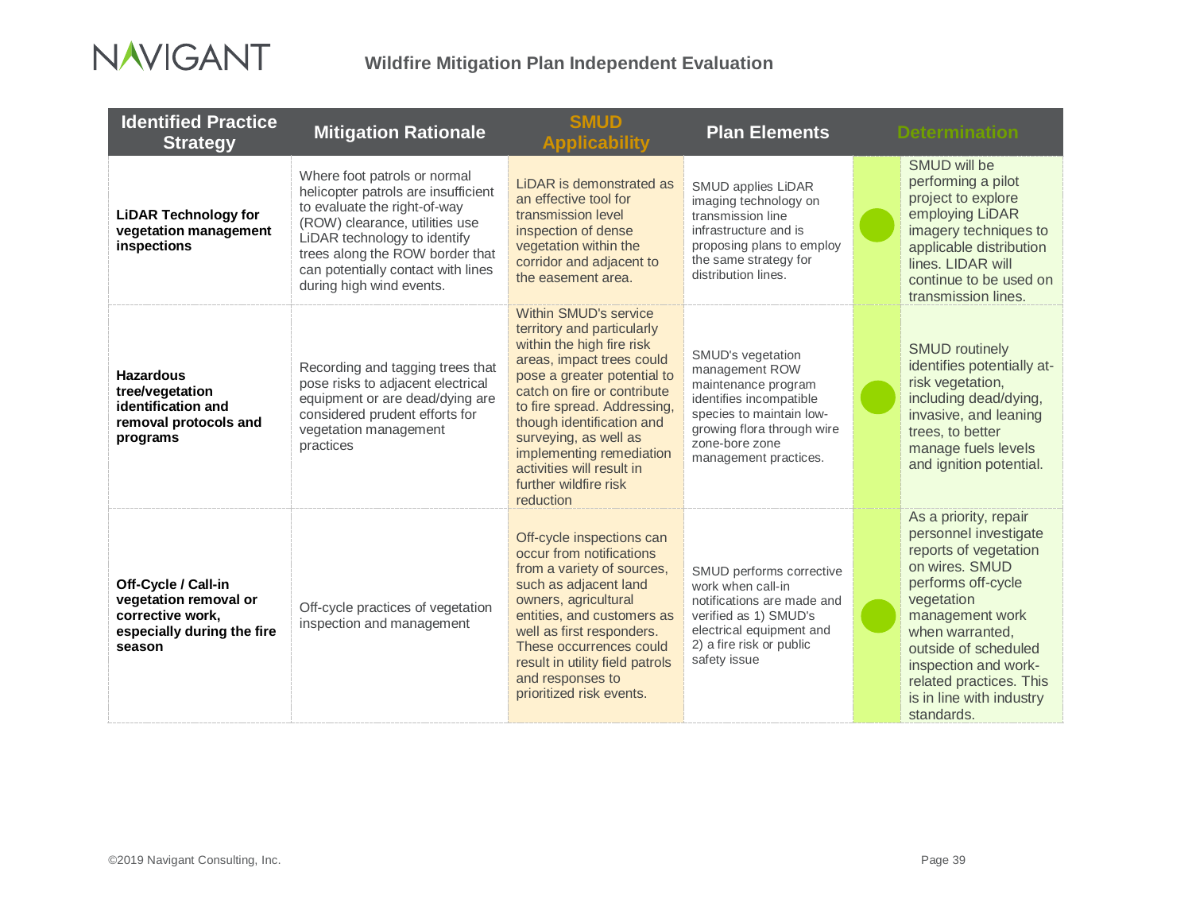| Identified Practice Strategy | Mitigation Rationale | SMUD Applicability | Plan Elements | Determination | |
|---|---|---|---|---|---|
| **LiDAR Technology for vegetation management inspections** | Where foot patrols or normal helicopter patrols are insufficient to evaluate the right-of-way (ROW) clearance, utilities use LiDAR technology to identify trees along the ROW border that can potentially contact with lines during high wind events. | LiDAR is demonstrated as an effective tool for transmission level inspection of dense vegetation within the corridor and adjacent to the easement area. | SMUD applies LiDAR imaging technology on transmission line infrastructure and is proposing plans to employ the same strategy for distribution lines. | ● | SMUD will be performing a pilot project to explore employing LiDAR imagery techniques to applicable distribution lines. LIDAR will continue to be used on transmission lines. |
| **Hazardous tree/vegetation identification and removal protocols and programs** | Recording and tagging trees that pose risks to adjacent electrical equipment or are dead/dying are considered prudent efforts for vegetation management practices | Within SMUD's service territory and particularly within the high fire risk areas, impact trees could pose a greater potential to catch on fire or contribute to fire spread. Addressing, though identification and surveying, as well as implementing remediation activities will result in further wildfire risk reduction | SMUD's vegetation management ROW maintenance program identifies incompatible species to maintain low-growing flora through wire zone-bore zone management practices. | ● | SMUD routinely identifies potentially at-risk vegetation, including dead/dying, invasive, and leaning trees, to better manage fuels levels and ignition potential. |
| **Off-Cycle / Call-in vegetation removal or corrective work, especially during the fire season** | Off-cycle practices of vegetation inspection and management | Off-cycle inspections can occur from notifications from a variety of sources, such as adjacent land owners, agricultural entities, and customers as well as first responders. These occurrences could result in utility field patrols and responses to prioritized risk events. | SMUD performs corrective work when call-in notifications are made and verified as 1) SMUD's electrical equipment and 2) a fire risk or public safety issue | ● | As a priority, repair personnel investigate reports of vegetation on wires. SMUD performs off-cycle vegetation management work when warranted, outside of scheduled inspection and work-related practices. This is in line with industry standards. |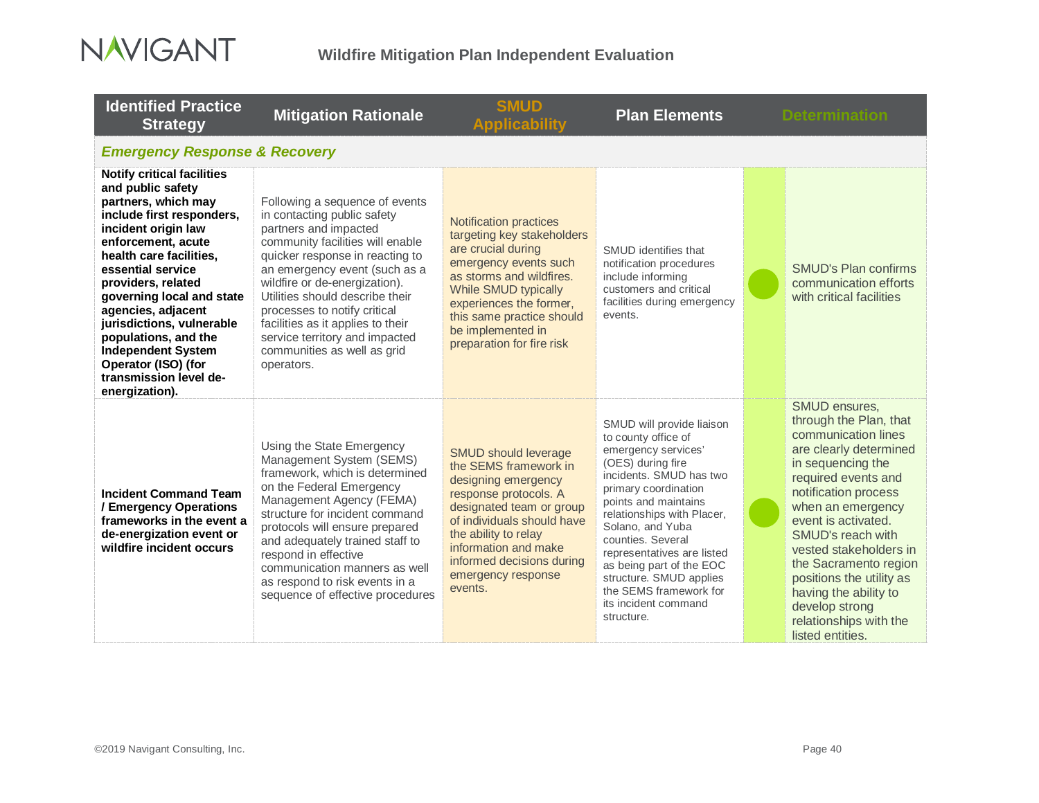| Identified Practice Strategy | Mitigation Rationale | SMUD Applicability | Plan Elements | Determination | |
|---|---|---|---|---|---|
| ***Emergency Response & Recovery*** | | | | | |
| **Notify critical facilities and public safety partners, which may include first responders, incident origin law enforcement, acute health care facilities, essential service providers, related governing local and state agencies, adjacent jurisdictions, vulnerable populations, and the Independent System Operator (ISO) (for transmission level de-energization).** | Following a sequence of events in contacting public safety partners and impacted community facilities will enable quicker response in reacting to an emergency event (such as a wildfire or de-energization). Utilities should describe their processes to notify critical facilities as it applies to their service territory and impacted communities as well as grid operators. | Notification practices targeting key stakeholders are crucial during emergency events such as storms and wildfires. While SMUD typically experiences the former, this same practice should be implemented in preparation for fire risk | SMUD identifies that notification procedures include informing customers and critical facilities during emergency events. | ● | SMUD's Plan confirms communication efforts with critical facilities |
| **Incident Command Team / Emergency Operations frameworks in the event a de-energization event or wildfire incident occurs** | Using the State Emergency Management System (SEMS) framework, which is determined on the Federal Emergency Management Agency (FEMA) structure for incident command protocols will ensure prepared and adequately trained staff to respond in effective communication manners as well as respond to risk events in a sequence of effective procedures | SMUD should leverage the SEMS framework in designing emergency response protocols. A designated team or group of individuals should have the ability to relay information and make informed decisions during emergency response events. | SMUD will provide liaison to county office of emergency services' (OES) during fire incidents. SMUD has two primary coordination points and maintains relationships with Placer, Solano, and Yuba counties. Several representatives are listed as being part of the EOC structure. SMUD applies the SEMS framework for its incident command structure. | ● | SMUD ensures, through the Plan, that communication lines are clearly determined in sequencing the required events and notification process when an emergency event is activated. SMUD's reach with vested stakeholders in the Sacramento region positions the utility as having the ability to develop strong relationships with the listed entities. |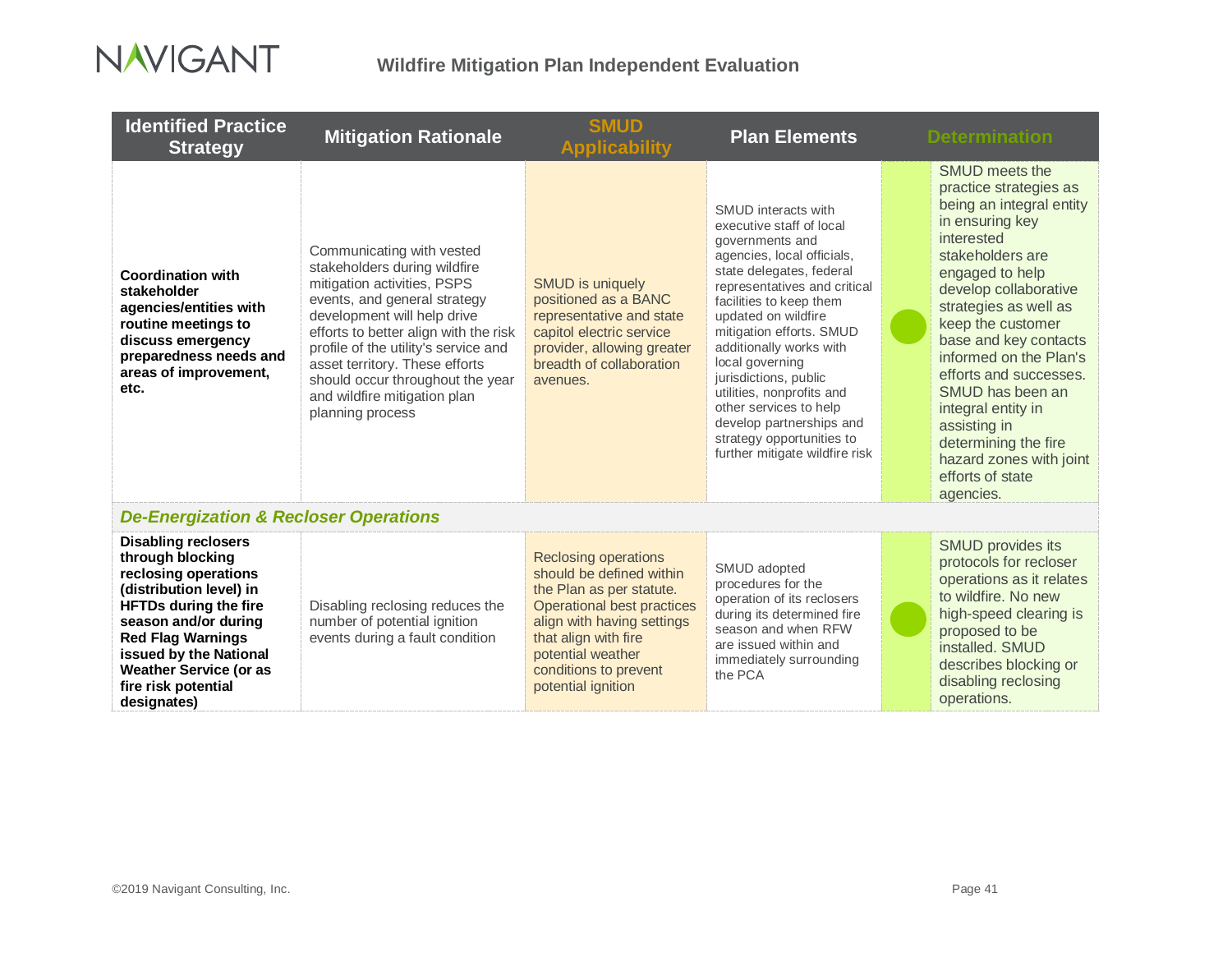| Identified Practice Strategy | Mitigation Rationale | SMUD Applicability | Plan Elements | Determination | |
|---|---|---|---|---|---|
| **Coordination with stakeholder agencies/entities with routine meetings to discuss emergency preparedness needs and areas of improvement, etc.** | Communicating with vested stakeholders during wildfire mitigation activities, PSPS events, and general strategy development will help drive efforts to better align with the risk profile of the utility's service and asset territory. These efforts should occur throughout the year and wildfire mitigation plan planning process | SMUD is uniquely positioned as a BANC representative and state capitol electric service provider, allowing greater breadth of collaboration avenues. | SMUD interacts with executive staff of local governments and agencies, local officials, state delegates, federal representatives and critical facilities to keep them updated on wildfire mitigation efforts. SMUD additionally works with local governing jurisdictions, public utilities, nonprofits and other services to help develop partnerships and strategy opportunities to further mitigate wildfire risk | ● | SMUD meets the practice strategies as being an integral entity in ensuring key interested stakeholders are engaged to help develop collaborative strategies as well as keep the customer base and key contacts informed on the Plan's efforts and successes. SMUD has been an integral entity in assisting in determining the fire hazard zones with joint efforts of state agencies. |
| ***De-Energization & Recloser Operations*** | | | | | |
| **Disabling reclosers through blocking reclosing operations (distribution level) in HFTDs during the fire season and/or during Red Flag Warnings issued by the National Weather Service (or as fire risk potential designates)** | Disabling reclosing reduces the number of potential ignition events during a fault condition | Reclosing operations should be defined within the Plan as per statute. Operational best practices align with having settings that align with fire potential weather conditions to prevent potential ignition | SMUD adopted procedures for the operation of its reclosers during its determined fire season and when RFW are issued within and immediately surrounding the PCA | ● | SMUD provides its protocols for recloser operations as it relates to wildfire. No new high-speed clearing is proposed to be installed. SMUD describes blocking or disabling reclosing operations. |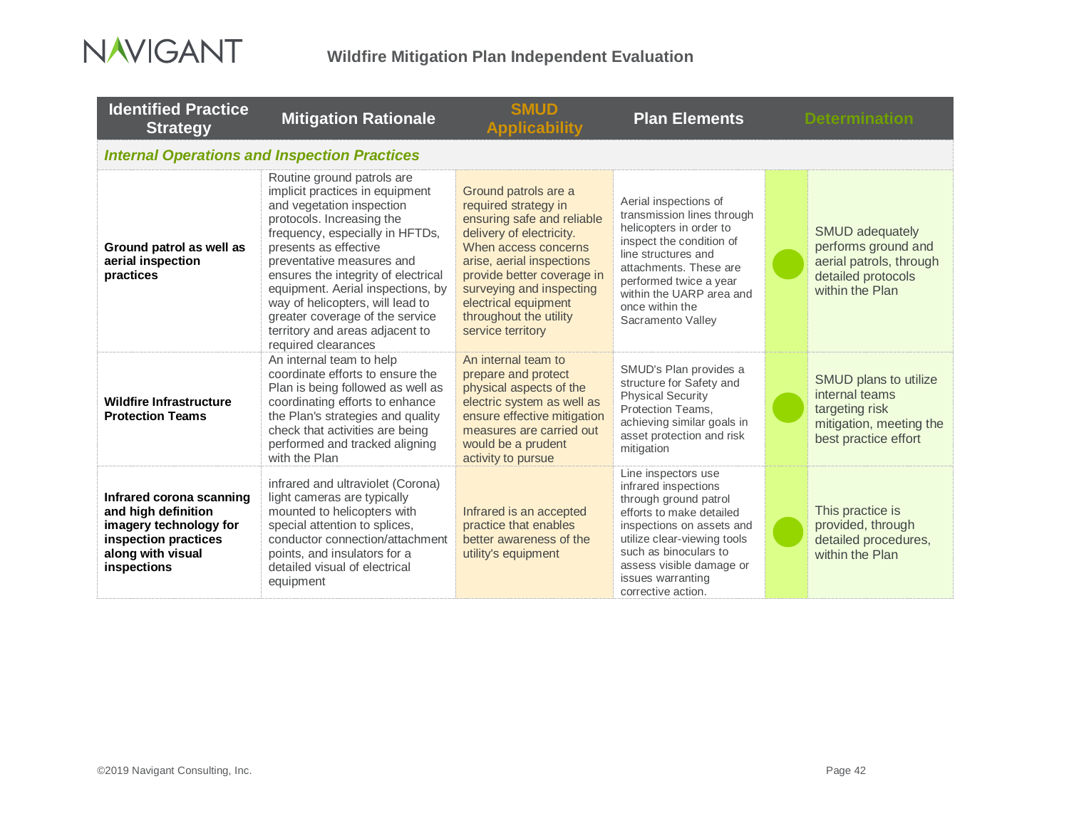| Identified Practice Strategy | Mitigation Rationale | SMUD Applicability | Plan Elements | Determination | |
|---|---|---|---|---|---|
| ***Internal Operations and Inspection Practices*** | | | | | |
| **Ground patrol as well as aerial inspection practices** | Routine ground patrols are implicit practices in equipment and vegetation inspection protocols. Increasing the frequency, especially in HFTDs, presents as effective preventative measures and ensures the integrity of electrical equipment. Aerial inspections, by way of helicopters, will lead to greater coverage of the service territory and areas adjacent to required clearances | Ground patrols are a required strategy in ensuring safe and reliable delivery of electricity. When access concerns arise, aerial inspections provide better coverage in surveying and inspecting electrical equipment throughout the utility service territory | Aerial inspections of transmission lines through helicopters in order to inspect the condition of line structures and attachments. These are performed twice a year within the UARP area and once within the Sacramento Valley | ● | SMUD adequately performs ground and aerial patrols, through detailed protocols within the Plan |
| **Wildfire Infrastructure Protection Teams** | An internal team to help coordinate efforts to ensure the Plan is being followed as well as coordinating efforts to enhance the Plan's strategies and quality check that activities are being performed and tracked aligning with the Plan | An internal team to prepare and protect physical aspects of the electric system as well as ensure effective mitigation measures are carried out would be a prudent activity to pursue | SMUD's Plan provides a structure for Safety and Physical Security Protection Teams, achieving similar goals in asset protection and risk mitigation | ● | SMUD plans to utilize internal teams targeting risk mitigation, meeting the best practice effort |
| **Infrared corona scanning and high definition imagery technology for inspection practices along with visual inspections** | infrared and ultraviolet (Corona) light cameras are typically mounted to helicopters with special attention to splices, conductor connection/attachment points, and insulators for a detailed visual of electrical equipment | Infrared is an accepted practice that enables better awareness of the utility's equipment | Line inspectors use infrared inspections through ground patrol efforts to make detailed inspections on assets and utilize clear-viewing tools such as binoculars to assess visible damage or issues warranting corrective action. | ● | This practice is provided, through detailed procedures, within the Plan |

©2019 Navigant Consulting, Inc.